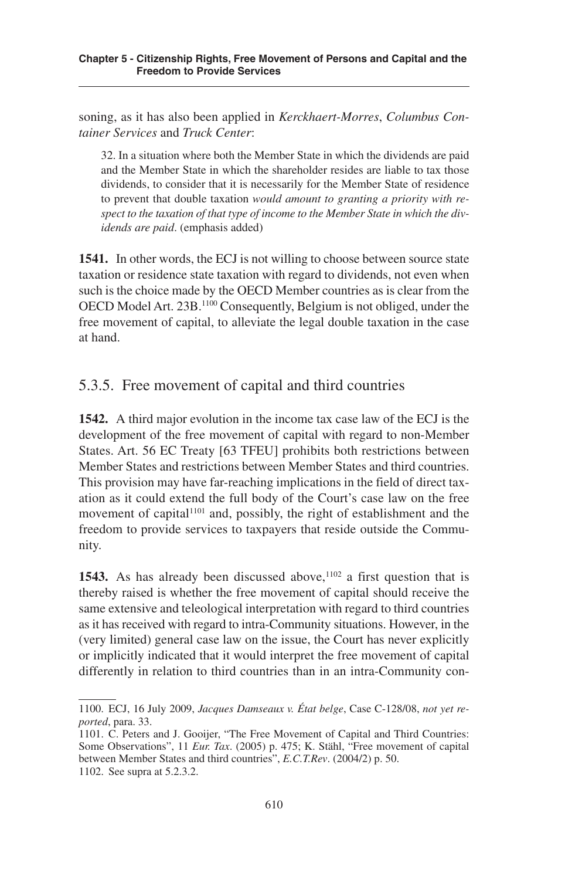soning, as it has also been applied in *Kerckhaert-Morres*, *Columbus Container Services* and *Truck Center*:

> 32. In a situation where both the Member State in which the dividends are paid and the Member State in which the shareholder resides are liable to tax those dividends, to consider that it is necessarily for the Member State of residence to prevent that double taxation *would amount to granting a priority with respect to the taxation of that type of income to the Member State in which the dividends are paid*. (emphasis added)

**1541.** In other words, the ECJ is not willing to choose between source state taxation or residence state taxation with regard to dividends, not even when such is the choice made by the OECD Member countries as is clear from the OECD Model Art. 23B.[1100] Consequently, Belgium is not obliged, under the free movement of capital, to alleviate the legal double taxation in the case at hand.

## 5.3.5. Free movement of capital and third countries

**1542.** A third major evolution in the income tax case law of the ECJ is the development of the free movement of capital with regard to non-Member States. Art. 56 EC Treaty [63 TFEU] prohibits both restrictions between Member States and restrictions between Member States and third countries. This provision may have far-reaching implications in the field of direct taxation as it could extend the full body of the Court's case law on the free movement of capital[1101] and, possibly, the right of establishment and the freedom to provide services to taxpayers that reside outside the Community.

**1543.** As has already been discussed above,[1102] a first question that is thereby raised is whether the free movement of capital should receive the same extensive and teleological interpretation with regard to third countries as it has received with regard to intra-Community situations. However, in the (very limited) general case law on the issue, the Court has never explicitly or implicitly indicated that it would interpret the free movement of capital differently in relation to third countries than in an intra-Community con-

---

1100. ECJ, 16 July 2009, *Jacques Damseaux v. État belge*, Case C-128/08, *not yet reported*, para. 33.

1101. C. Peters and J. Gooijer, "The Free Movement of Capital and Third Countries: Some Observations", 11 *Eur. Tax*. (2005) p. 475; K. Stähl, "Free movement of capital between Member States and third countries", *E.C.T.Rev*. (2004/2) p. 50.

1102. See supra at 5.2.3.2.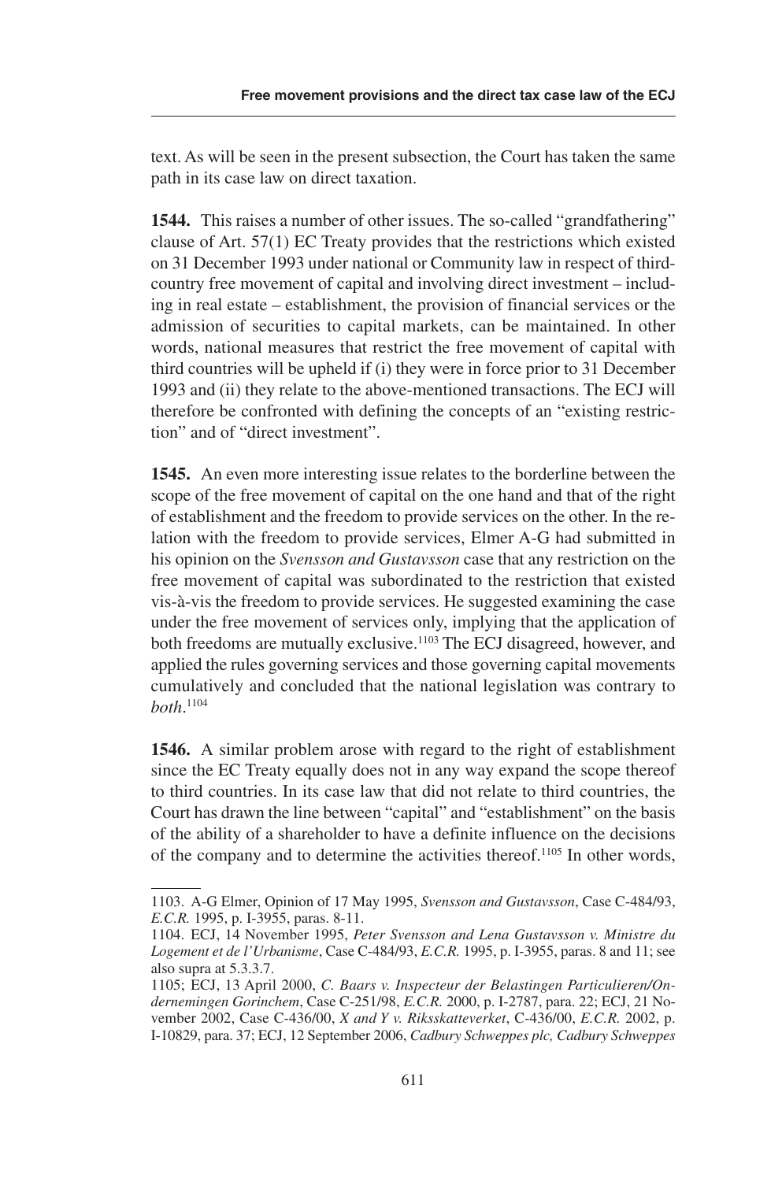text. As will be seen in the present subsection, the Court has taken the same path in its case law on direct taxation.

**1544.** This raises a number of other issues. The so-called "grandfathering" clause of Art. 57(1) EC Treaty provides that the restrictions which existed on 31 December 1993 under national or Community law in respect of third-country free movement of capital and involving direct investment – including in real estate – establishment, the provision of financial services or the admission of securities to capital markets, can be maintained. In other words, national measures that restrict the free movement of capital with third countries will be upheld if (i) they were in force prior to 31 December 1993 and (ii) they relate to the above-mentioned transactions. The ECJ will therefore be confronted with defining the concepts of an "existing restriction" and of "direct investment".

**1545.** An even more interesting issue relates to the borderline between the scope of the free movement of capital on the one hand and that of the right of establishment and the freedom to provide services on the other. In the relation with the freedom to provide services, Elmer A-G had submitted in his opinion on the *Svensson and Gustavsson* case that any restriction on the free movement of capital was subordinated to the restriction that existed vis-à-vis the freedom to provide services. He suggested examining the case under the free movement of services only, implying that the application of both freedoms are mutually exclusive.[1103] The ECJ disagreed, however, and applied the rules governing services and those governing capital movements cumulatively and concluded that the national legislation was contrary to *both*.[1104]

**1546.** A similar problem arose with regard to the right of establishment since the EC Treaty equally does not in any way expand the scope thereof to third countries. In its case law that did not relate to third countries, the Court has drawn the line between "capital" and "establishment" on the basis of the ability of a shareholder to have a definite influence on the decisions of the company and to determine the activities thereof.[1105] In other words,

---

1103. A-G Elmer, Opinion of 17 May 1995, *Svensson and Gustavsson*, Case C-484/93, *E.C.R.* 1995, p. I-3955, paras. 8-11.

1104. ECJ, 14 November 1995, *Peter Svensson and Lena Gustavsson v. Ministre du Logement et de l'Urbanisme*, Case C-484/93, *E.C.R.* 1995, p. I-3955, paras. 8 and 11; see also supra at 5.3.3.7.

1105; ECJ, 13 April 2000, *C. Baars v. Inspecteur der Belastingen Particulieren/Ondernemingen Gorinchem*, Case C-251/98, *E.C.R.* 2000, p. I-2787, para. 22; ECJ, 21 November 2002, Case C-436/00, *X and Y v. Riksskatteverket*, C-436/00, *E.C.R.* 2002, p. I-10829, para. 37; ECJ, 12 September 2006, *Cadbury Schweppes plc, Cadbury Schweppes*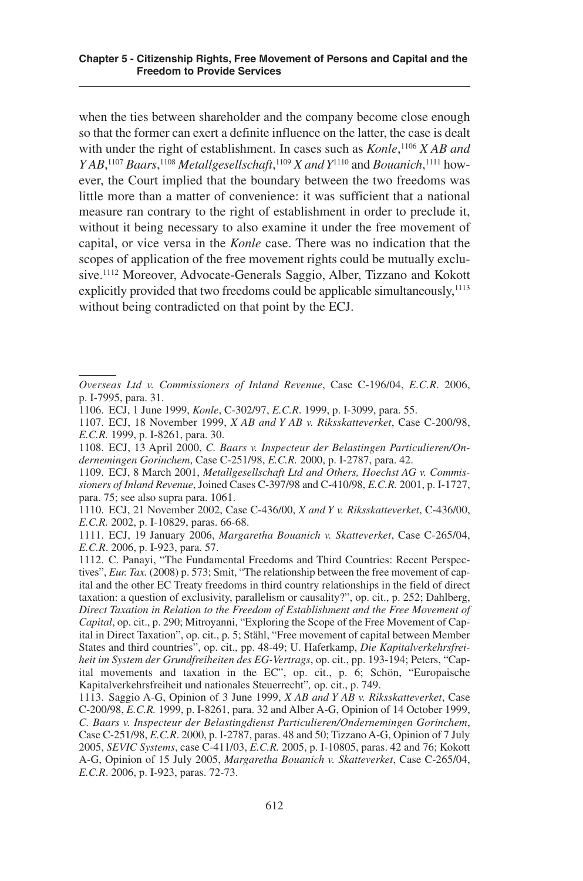when the ties between shareholder and the company become close enough so that the former can exert a definite influence on the latter, the case is dealt with under the right of establishment. In cases such as *Konle*,[1106] *X AB and Y AB*,[1107] *Baars*,[1108] *Metallgesellschaft*,[1109] *X and Y*[1110] and *Bouanich*,[1111] however, the Court implied that the boundary between the two freedoms was little more than a matter of convenience: it was sufficient that a national measure ran contrary to the right of establishment in order to preclude it, without it being necessary to also examine it under the free movement of capital, or vice versa in the *Konle* case. There was no indication that the scopes of application of the free movement rights could be mutually exclusive.[1112] Moreover, Advocate-Generals Saggio, Alber, Tizzano and Kokott explicitly provided that two freedoms could be applicable simultaneously,[1113] without being contradicted on that point by the ECJ.

---

*Overseas Ltd v. Commissioners of Inland Revenue*, Case C-196/04, *E.C.R.* 2006, p. I-7995, para. 31.

1106. ECJ, 1 June 1999, *Konle*, C-302/97, *E.C.R.* 1999, p. I-3099, para. 55.

1107. ECJ, 18 November 1999, *X AB and Y AB v. Riksskatteverket*, Case C-200/98, *E.C.R.* 1999, p. I-8261, para. 30.

1108. ECJ, 13 April 2000, *C. Baars v. Inspecteur der Belastingen Particulieren/Ondernemingen Gorinchem*, Case C-251/98, *E.C.R.* 2000, p. I-2787, para. 42.

1109. ECJ, 8 March 2001, *Metallgesellschaft Ltd and Others, Hoechst AG v. Commissioners of Inland Revenue*, Joined Cases C-397/98 and C-410/98, *E.C.R.* 2001, p. I-1727, para. 75; see also supra para. 1061.

1110. ECJ, 21 November 2002, Case C-436/00, *X and Y v. Riksskatteverket*, C-436/00, *E.C.R.* 2002, p. I-10829, paras. 66-68.

1111. ECJ, 19 January 2006, *Margaretha Bouanich v. Skatteverket*, Case C-265/04, *E.C.R.* 2006, p. I-923, para. 57.

1112. C. Panayi, "The Fundamental Freedoms and Third Countries: Recent Perspectives", *Eur. Tax.* (2008) p. 573; Smit, "The relationship between the free movement of capital and the other EC Treaty freedoms in third country relationships in the field of direct taxation: a question of exclusivity, parallelism or causality?", op. cit., p. 252; Dahlberg, *Direct Taxation in Relation to the Freedom of Establishment and the Free Movement of Capital*, op. cit., p. 290; Mitroyanni, "Exploring the Scope of the Free Movement of Capital in Direct Taxation", op. cit., p. 5; Stähl, "Free movement of capital between Member States and third countries", op. cit., pp. 48-49; U. Haferkamp, *Die Kapitalverkehrsfreiheit im System der Grundfreiheiten des EG-Vertrags*, op. cit., pp. 193-194; Peters, "Capital movements and taxation in the EC", op. cit., p. 6; Schön, "Europaische Kapitalverkehrsfreiheit und nationales Steuerrecht"*,* op. cit., p. 749.

1113. Saggio A-G, Opinion of 3 June 1999, *X AB and Y AB v. Riksskatteverket*, Case C-200/98, *E.C.R.* 1999, p. I-8261, para. 32 and Alber A-G, Opinion of 14 October 1999, *C. Baars v. Inspecteur der Belastingdienst Particulieren/Ondernemingen Gorinchem*, Case C-251/98, *E.C.R.* 2000, p. I-2787, paras. 48 and 50; Tizzano A-G, Opinion of 7 July 2005, *SEVIC Systems*, case C-411/03, *E.C.R.* 2005, p. I-10805, paras. 42 and 76; Kokott A-G, Opinion of 15 July 2005, *Margaretha Bouanich v. Skatteverket*, Case C-265/04, *E.C.R.* 2006, p. I-923, paras. 72-73.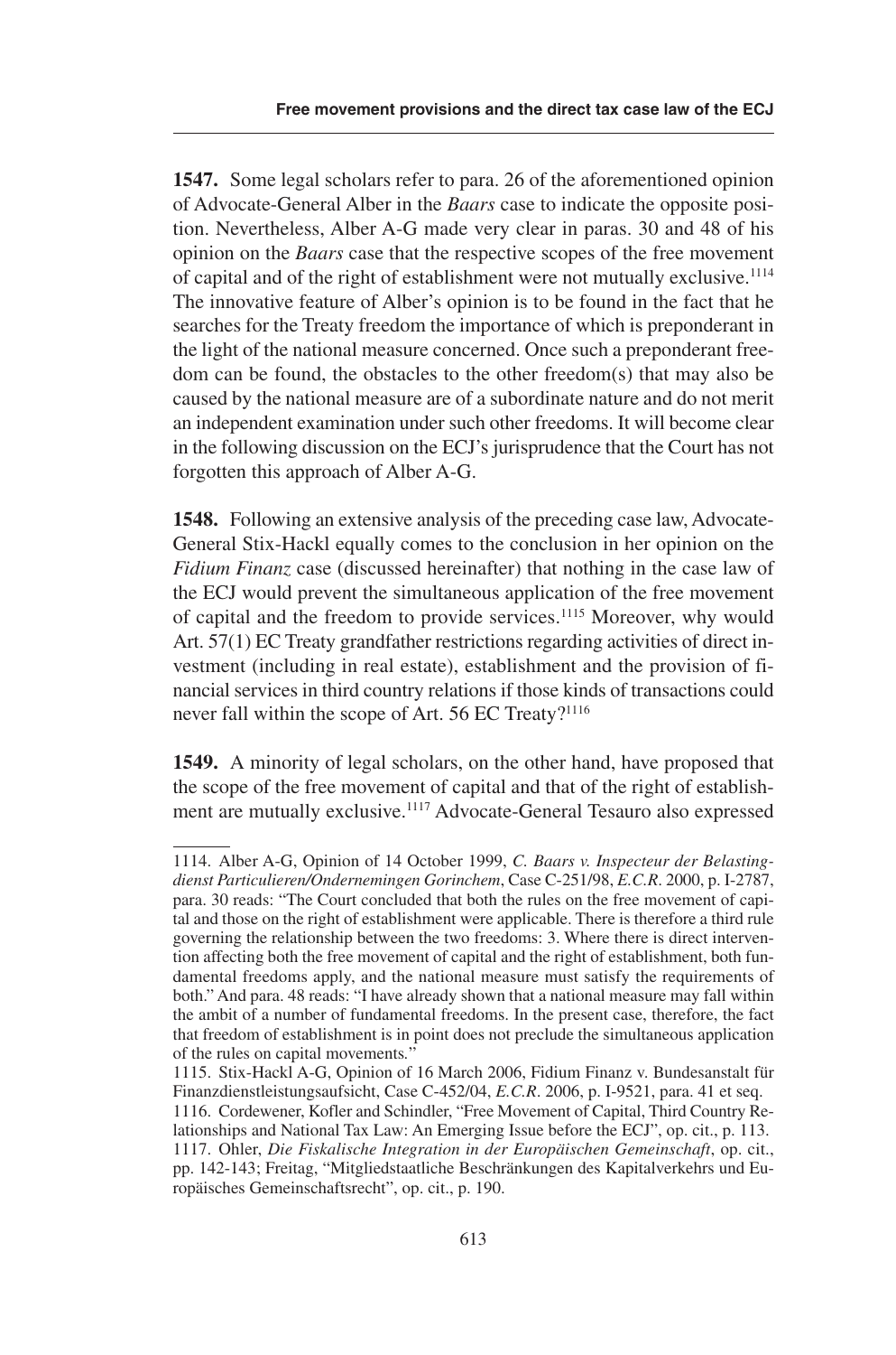**1547.** Some legal scholars refer to para. 26 of the aforementioned opinion of Advocate-General Alber in the *Baars* case to indicate the opposite position. Nevertheless, Alber A-G made very clear in paras. 30 and 48 of his opinion on the *Baars* case that the respective scopes of the free movement of capital and of the right of establishment were not mutually exclusive.[1114] The innovative feature of Alber's opinion is to be found in the fact that he searches for the Treaty freedom the importance of which is preponderant in the light of the national measure concerned. Once such a preponderant freedom can be found, the obstacles to the other freedom(s) that may also be caused by the national measure are of a subordinate nature and do not merit an independent examination under such other freedoms. It will become clear in the following discussion on the ECJ's jurisprudence that the Court has not forgotten this approach of Alber A-G.

**1548.** Following an extensive analysis of the preceding case law, Advocate-General Stix-Hackl equally comes to the conclusion in her opinion on the *Fidium Finanz* case (discussed hereinafter) that nothing in the case law of the ECJ would prevent the simultaneous application of the free movement of capital and the freedom to provide services.[1115] Moreover, why would Art. 57(1) EC Treaty grandfather restrictions regarding activities of direct investment (including in real estate), establishment and the provision of financial services in third country relations if those kinds of transactions could never fall within the scope of Art. 56 EC Treaty?[1116]

**1549.** A minority of legal scholars, on the other hand, have proposed that the scope of the free movement of capital and that of the right of establishment are mutually exclusive.[1117] Advocate-General Tesauro also expressed

---

1114. Alber A-G, Opinion of 14 October 1999, *C. Baars v. Inspecteur der Belastingdienst Particulieren/Ondernemingen Gorinchem*, Case C-251/98, *E.C.R.* 2000, p. I-2787, para. 30 reads: "The Court concluded that both the rules on the free movement of capital and those on the right of establishment were applicable. There is therefore a third rule governing the relationship between the two freedoms: 3. Where there is direct intervention affecting both the free movement of capital and the right of establishment, both fundamental freedoms apply, and the national measure must satisfy the requirements of both." And para. 48 reads: "I have already shown that a national measure may fall within the ambit of a number of fundamental freedoms. In the present case, therefore, the fact that freedom of establishment is in point does not preclude the simultaneous application of the rules on capital movements."

1115. Stix-Hackl A-G, Opinion of 16 March 2006, Fidium Finanz v. Bundesanstalt für Finanzdienstleistungsaufsicht, Case C-452/04, *E.C.R.* 2006, p. I-9521, para. 41 et seq.

1116. Cordewener, Kofler and Schindler, "Free Movement of Capital, Third Country Relationships and National Tax Law: An Emerging Issue before the ECJ", op. cit., p. 113.

1117. Ohler, *Die Fiskalische Integration in der Europäischen Gemeinschaft*, op. cit., pp. 142-143; Freitag, "Mitgliedstaatliche Beschränkungen des Kapitalverkehrs und Europäisches Gemeinschaftsrecht", op. cit., p. 190.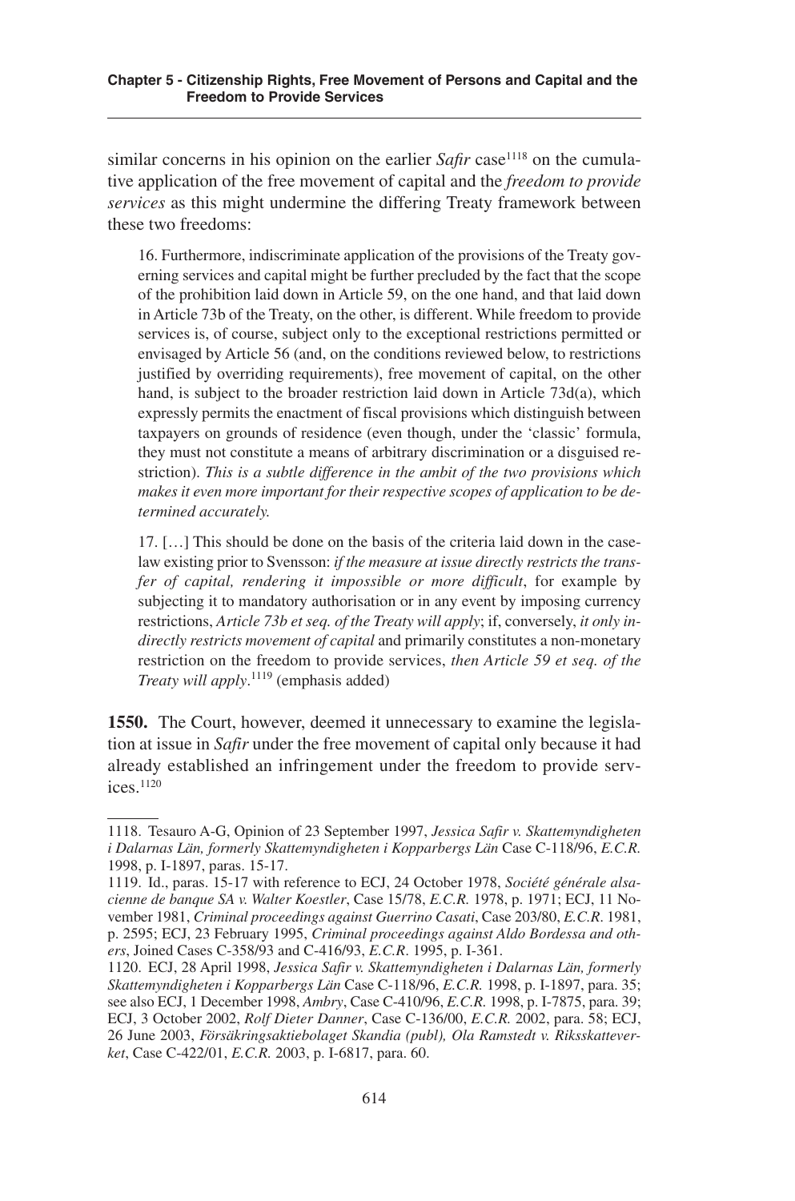similar concerns in his opinion on the earlier *Safir* case[1118] on the cumulative application of the free movement of capital and the *freedom to provide services* as this might undermine the differing Treaty framework between these two freedoms:

> 16. Furthermore, indiscriminate application of the provisions of the Treaty governing services and capital might be further precluded by the fact that the scope of the prohibition laid down in Article 59, on the one hand, and that laid down in Article 73b of the Treaty, on the other, is different. While freedom to provide services is, of course, subject only to the exceptional restrictions permitted or envisaged by Article 56 (and, on the conditions reviewed below, to restrictions justified by overriding requirements), free movement of capital, on the other hand, is subject to the broader restriction laid down in Article 73d(a), which expressly permits the enactment of fiscal provisions which distinguish between taxpayers on grounds of residence (even though, under the 'classic' formula, they must not constitute a means of arbitrary discrimination or a disguised restriction). *This is a subtle difference in the ambit of the two provisions which makes it even more important for their respective scopes of application to be determined accurately.*
>
> 17. […] This should be done on the basis of the criteria laid down in the case-law existing prior to Svensson: *if the measure at issue directly restricts the transfer of capital, rendering it impossible or more difficult*, for example by subjecting it to mandatory authorisation or in any event by imposing currency restrictions, *Article 73b et seq. of the Treaty will apply*; if, conversely, *it only indirectly restricts movement of capital* and primarily constitutes a non-monetary restriction on the freedom to provide services, *then Article 59 et seq. of the Treaty will apply*.[1119] (emphasis added)

**1550.** The Court, however, deemed it unnecessary to examine the legislation at issue in *Safir* under the free movement of capital only because it had already established an infringement under the freedom to provide services.[1120]

---

1118. Tesauro A-G, Opinion of 23 September 1997, *Jessica Safir v. Skattemyndigheten i Dalarnas Län, formerly Skattemyndigheten i Kopparbergs Län* Case C-118/96, *E.C.R.* 1998, p. I-1897, paras. 15-17.

1119. Id., paras. 15-17 with reference to ECJ, 24 October 1978, *Société générale alsacienne de banque SA v. Walter Koestler*, Case 15/78, *E.C.R.* 1978, p. 1971; ECJ, 11 November 1981, *Criminal proceedings against Guerrino Casati*, Case 203/80, *E.C.R*. 1981, p. 2595; ECJ, 23 February 1995, *Criminal proceedings against Aldo Bordessa and others*, Joined Cases C-358/93 and C-416/93, *E.C.R*. 1995, p. I-361.

1120. ECJ, 28 April 1998, *Jessica Safir v. Skattemyndigheten i Dalarnas Län, formerly Skattemyndigheten i Kopparbergs Län* Case C-118/96, *E.C.R.* 1998, p. I-1897, para. 35; see also ECJ, 1 December 1998, *Ambry*, Case C-410/96, *E.C.R.* 1998, p. I-7875, para. 39; ECJ, 3 October 2002, *Rolf Dieter Danner*, Case C-136/00, *E.C.R.* 2002, para. 58; ECJ, 26 June 2003, *Försäkringsaktiebolaget Skandia (publ), Ola Ramstedt v. Riksskatteverket*, Case C-422/01, *E.C.R.* 2003, p. I-6817, para. 60.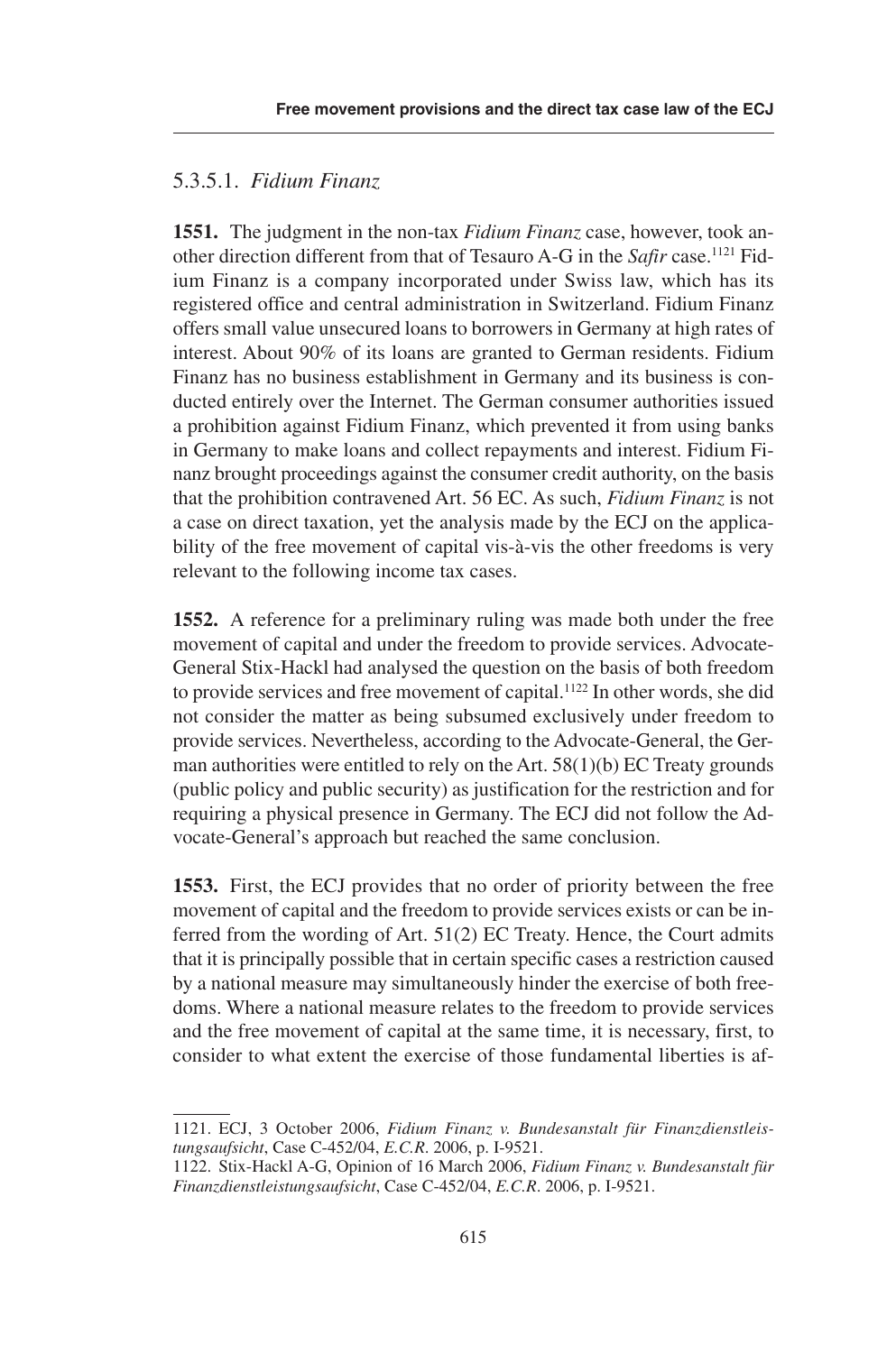#### 5.3.5.1. *Fidium Finanz*

**1551.** The judgment in the non-tax *Fidium Finanz* case, however, took another direction different from that of Tesauro A-G in the *Safir* case.[1121] Fidium Finanz is a company incorporated under Swiss law, which has its registered office and central administration in Switzerland. Fidium Finanz offers small value unsecured loans to borrowers in Germany at high rates of interest. About 90% of its loans are granted to German residents. Fidium Finanz has no business establishment in Germany and its business is conducted entirely over the Internet. The German consumer authorities issued a prohibition against Fidium Finanz, which prevented it from using banks in Germany to make loans and collect repayments and interest. Fidium Finanz brought proceedings against the consumer credit authority, on the basis that the prohibition contravened Art. 56 EC. As such, *Fidium Finanz* is not a case on direct taxation, yet the analysis made by the ECJ on the applicability of the free movement of capital vis-à-vis the other freedoms is very relevant to the following income tax cases.

**1552.** A reference for a preliminary ruling was made both under the free movement of capital and under the freedom to provide services. Advocate-General Stix-Hackl had analysed the question on the basis of both freedom to provide services and free movement of capital.[1122] In other words, she did not consider the matter as being subsumed exclusively under freedom to provide services. Nevertheless, according to the Advocate-General, the German authorities were entitled to rely on the Art. 58(1)(b) EC Treaty grounds (public policy and public security) as justification for the restriction and for requiring a physical presence in Germany. The ECJ did not follow the Advocate-General's approach but reached the same conclusion.

**1553.** First, the ECJ provides that no order of priority between the free movement of capital and the freedom to provide services exists or can be inferred from the wording of Art. 51(2) EC Treaty. Hence, the Court admits that it is principally possible that in certain specific cases a restriction caused by a national measure may simultaneously hinder the exercise of both freedoms. Where a national measure relates to the freedom to provide services and the free movement of capital at the same time, it is necessary, first, to consider to what extent the exercise of those fundamental liberties is af-

---

1121. ECJ, 3 October 2006, *Fidium Finanz v. Bundesanstalt für Finanzdienstleistungsaufsicht*, Case C-452/04, *E.C.R*. 2006, p. I-9521.

1122. Stix-Hackl A-G, Opinion of 16 March 2006, *Fidium Finanz v. Bundesanstalt für Finanzdienstleistungsaufsicht*, Case C-452/04, *E.C.R*. 2006, p. I-9521.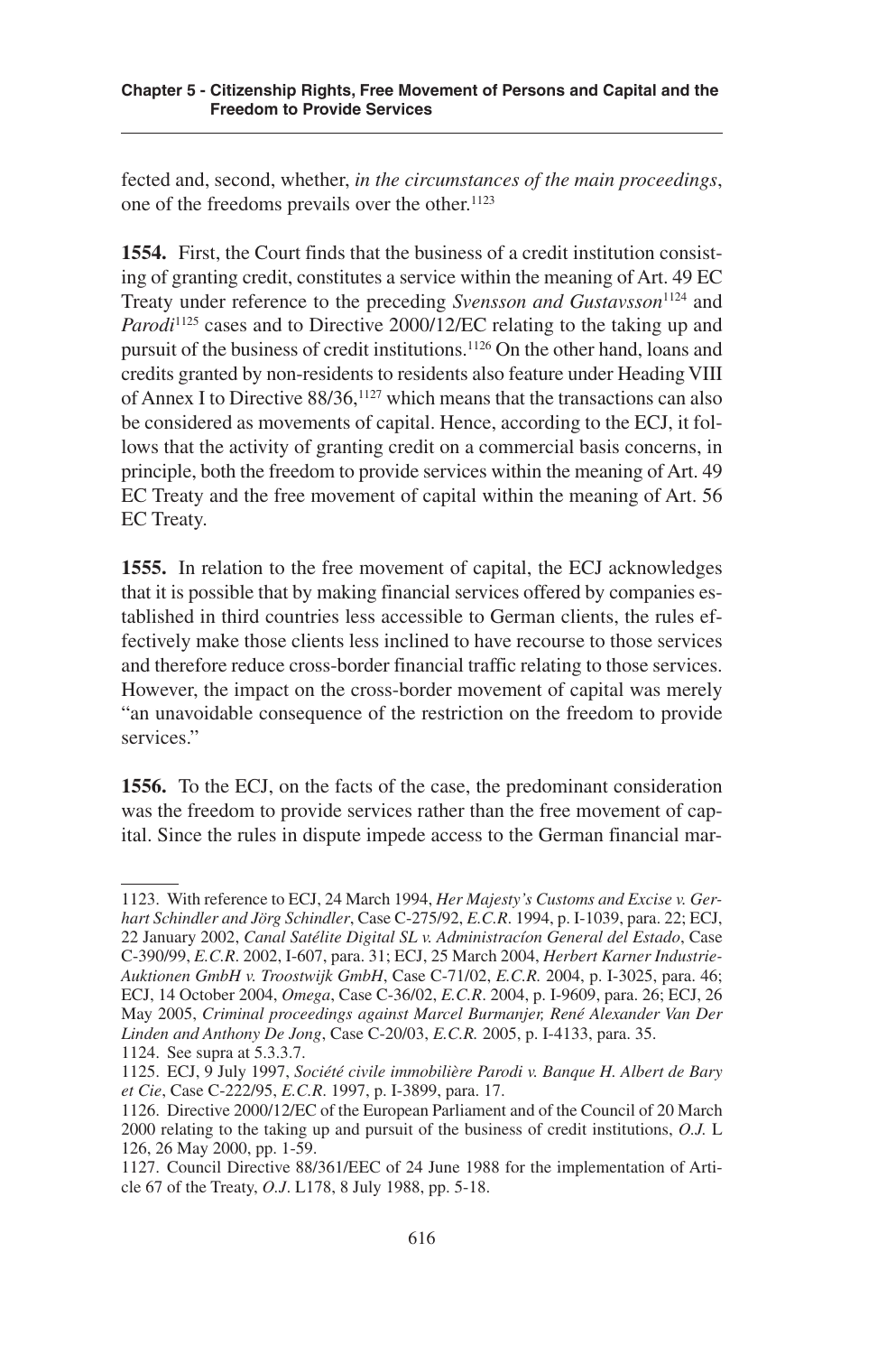fected and, second, whether, *in the circumstances of the main proceedings*, one of the freedoms prevails over the other.[1123]

**1554.** First, the Court finds that the business of a credit institution consisting of granting credit, constitutes a service within the meaning of Art. 49 EC Treaty under reference to the preceding *Svensson and Gustavsson*[1124] and *Parodi*[1125] cases and to Directive 2000/12/EC relating to the taking up and pursuit of the business of credit institutions.[1126] On the other hand, loans and credits granted by non-residents to residents also feature under Heading VIII of Annex I to Directive 88/36,[1127] which means that the transactions can also be considered as movements of capital. Hence, according to the ECJ, it follows that the activity of granting credit on a commercial basis concerns, in principle, both the freedom to provide services within the meaning of Art. 49 EC Treaty and the free movement of capital within the meaning of Art. 56 EC Treaty.

**1555.** In relation to the free movement of capital, the ECJ acknowledges that it is possible that by making financial services offered by companies established in third countries less accessible to German clients, the rules effectively make those clients less inclined to have recourse to those services and therefore reduce cross-border financial traffic relating to those services. However, the impact on the cross-border movement of capital was merely "an unavoidable consequence of the restriction on the freedom to provide services."

**1556.** To the ECJ, on the facts of the case, the predominant consideration was the freedom to provide services rather than the free movement of capital. Since the rules in dispute impede access to the German financial mar-

---

1123. With reference to ECJ, 24 March 1994, *Her Majesty's Customs and Excise v. Gerhart Schindler and Jörg Schindler*, Case C-275/92, *E.C.R.* 1994, p. I-1039, para. 22; ECJ, 22 January 2002, *Canal Satélite Digital SL v. Administracíon General del Estado*, Case C-390/99, *E.C.R.* 2002, I-607, para. 31; ECJ, 25 March 2004, *Herbert Karner Industrie-Auktionen GmbH v. Troostwijk GmbH*, Case C-71/02, *E.C.R.* 2004, p. I-3025, para. 46; ECJ, 14 October 2004, *Omega*, Case C-36/02, *E.C.R.* 2004, p. I-9609, para. 26; ECJ, 26 May 2005, *Criminal proceedings against Marcel Burmanjer, René Alexander Van Der Linden and Anthony De Jong*, Case C-20/03, *E.C.R.* 2005, p. I-4133, para. 35.

1124. See supra at 5.3.3.7.

1125. ECJ, 9 July 1997, *Société civile immobilière Parodi v. Banque H. Albert de Bary et Cie*, Case C-222/95, *E.C.R.* 1997, p. I-3899, para. 17.

1126. Directive 2000/12/EC of the European Parliament and of the Council of 20 March 2000 relating to the taking up and pursuit of the business of credit institutions, *O.J.* L 126, 26 May 2000, pp. 1-59.

1127. Council Directive 88/361/EEC of 24 June 1988 for the implementation of Article 67 of the Treaty, *O.J.* L178, 8 July 1988, pp. 5-18.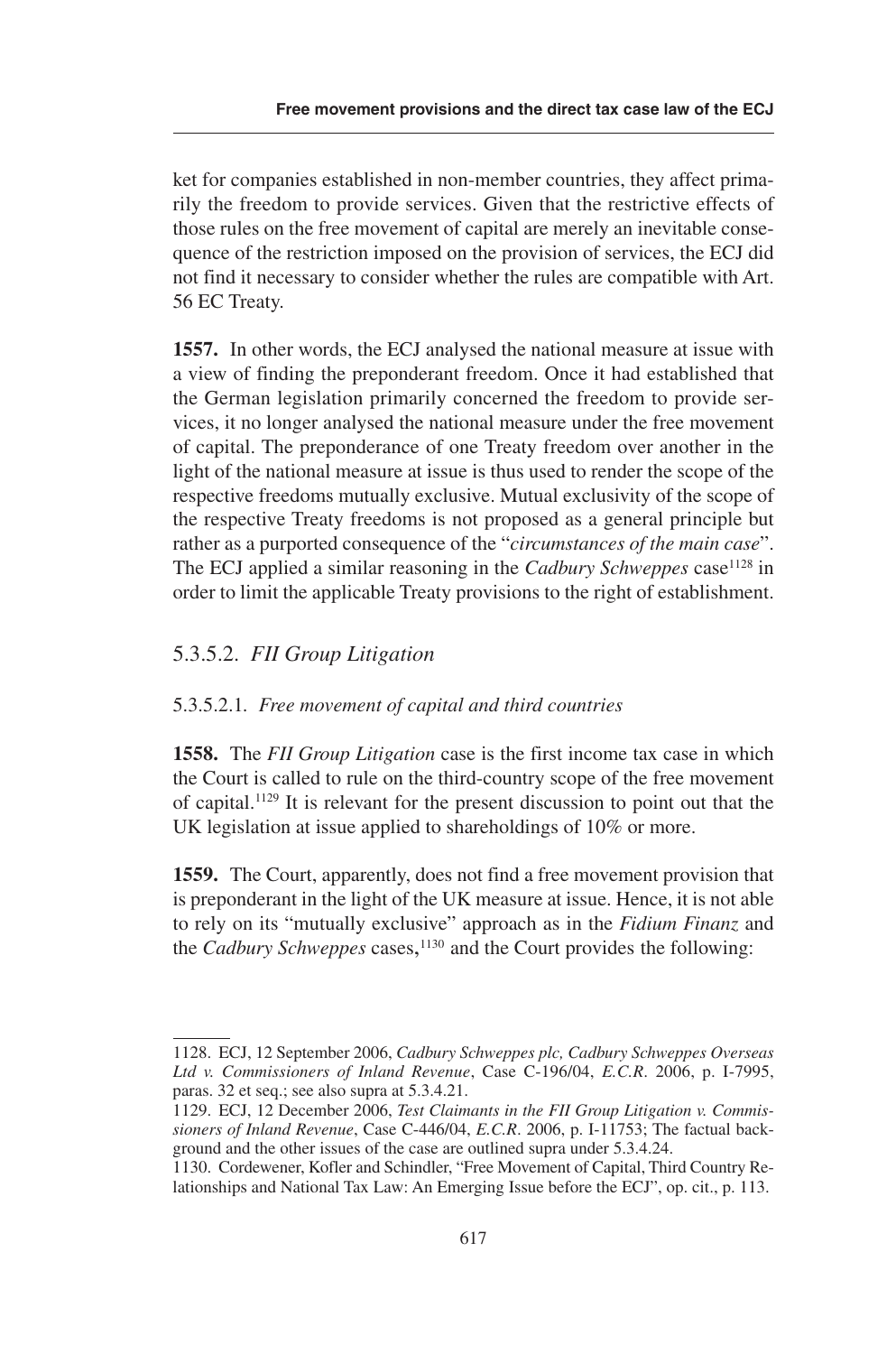ket for companies established in non-member countries, they affect primarily the freedom to provide services. Given that the restrictive effects of those rules on the free movement of capital are merely an inevitable consequence of the restriction imposed on the provision of services, the ECJ did not find it necessary to consider whether the rules are compatible with Art. 56 EC Treaty.

**1557.** In other words, the ECJ analysed the national measure at issue with a view of finding the preponderant freedom. Once it had established that the German legislation primarily concerned the freedom to provide services, it no longer analysed the national measure under the free movement of capital. The preponderance of one Treaty freedom over another in the light of the national measure at issue is thus used to render the scope of the respective freedoms mutually exclusive. Mutual exclusivity of the scope of the respective Treaty freedoms is not proposed as a general principle but rather as a purported consequence of the "*circumstances of the main case*". The ECJ applied a similar reasoning in the *Cadbury Schweppes* case[1128] in order to limit the applicable Treaty provisions to the right of establishment.

### 5.3.5.2. *FII Group Litigation*

#### 5.3.5.2.1. *Free movement of capital and third countries*

**1558.** The *FII Group Litigation* case is the first income tax case in which the Court is called to rule on the third-country scope of the free movement of capital.[1129] It is relevant for the present discussion to point out that the UK legislation at issue applied to shareholdings of 10% or more.

**1559.** The Court, apparently, does not find a free movement provision that is preponderant in the light of the UK measure at issue. Hence, it is not able to rely on its "mutually exclusive" approach as in the *Fidium Finanz* and the *Cadbury Schweppes* cases,[1130] and the Court provides the following:

---

1128. ECJ, 12 September 2006, *Cadbury Schweppes plc, Cadbury Schweppes Overseas Ltd v. Commissioners of Inland Revenue*, Case C-196/04, *E.C.R.* 2006, p. I-7995, paras. 32 et seq.; see also supra at 5.3.4.21.

1129. ECJ, 12 December 2006, *Test Claimants in the FII Group Litigation v. Commissioners of Inland Revenue*, Case C-446/04, *E.C.R.* 2006, p. I-11753; The factual background and the other issues of the case are outlined supra under 5.3.4.24.

1130. Cordewener, Kofler and Schindler, "Free Movement of Capital, Third Country Relationships and National Tax Law: An Emerging Issue before the ECJ", op. cit., p. 113.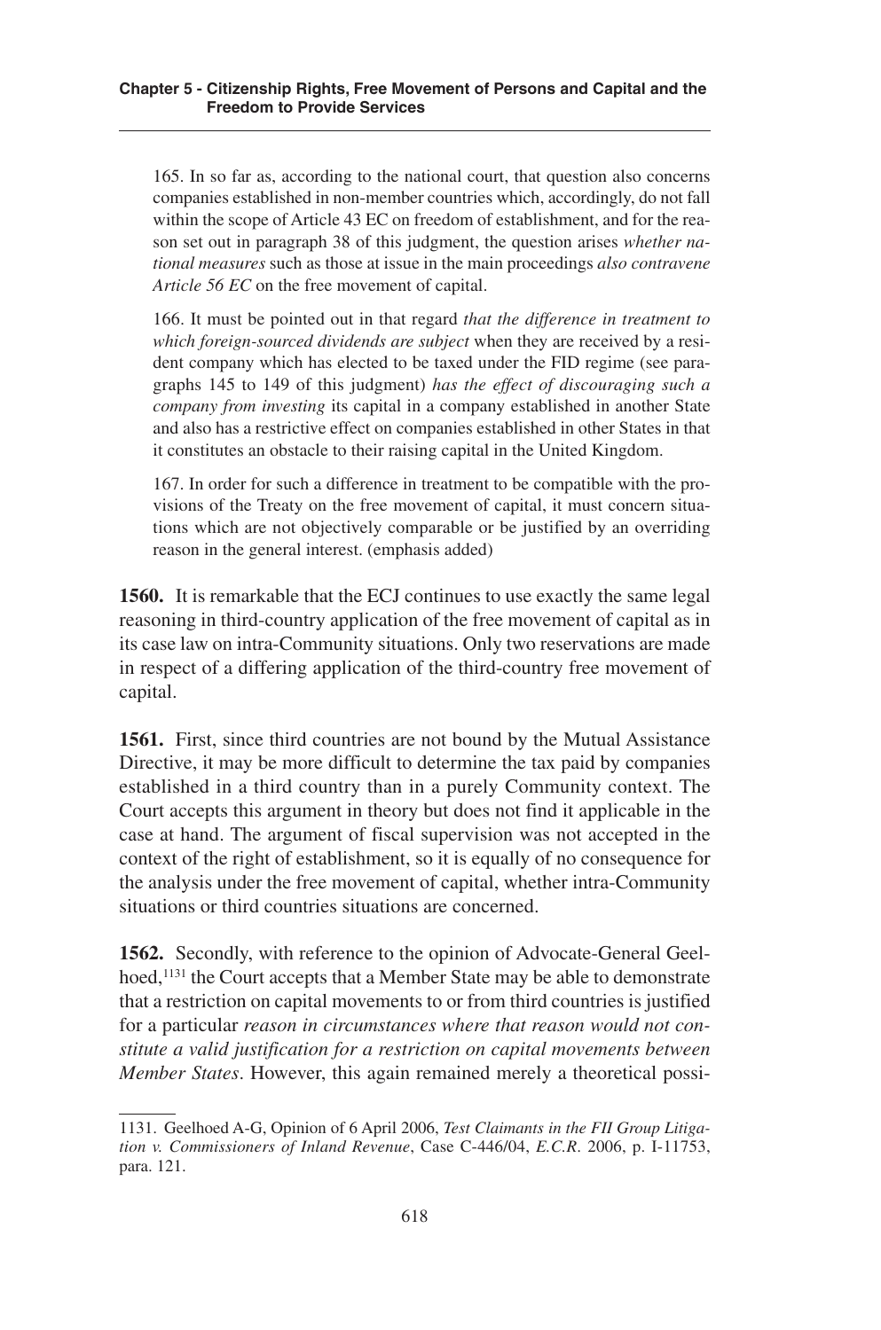165. In so far as, according to the national court, that question also concerns companies established in non-member countries which, accordingly, do not fall within the scope of Article 43 EC on freedom of establishment, and for the reason set out in paragraph 38 of this judgment, the question arises *whether national measures* such as those at issue in the main proceedings *also contravene Article 56 EC* on the free movement of capital.

166. It must be pointed out in that regard *that the difference in treatment to which foreign-sourced dividends are subject* when they are received by a resident company which has elected to be taxed under the FID regime (see paragraphs 145 to 149 of this judgment) *has the effect of discouraging such a company from investing* its capital in a company established in another State and also has a restrictive effect on companies established in other States in that it constitutes an obstacle to their raising capital in the United Kingdom.

167. In order for such a difference in treatment to be compatible with the provisions of the Treaty on the free movement of capital, it must concern situations which are not objectively comparable or be justified by an overriding reason in the general interest. (emphasis added)

**1560.** It is remarkable that the ECJ continues to use exactly the same legal reasoning in third-country application of the free movement of capital as in its case law on intra-Community situations. Only two reservations are made in respect of a differing application of the third-country free movement of capital.

**1561.** First, since third countries are not bound by the Mutual Assistance Directive, it may be more difficult to determine the tax paid by companies established in a third country than in a purely Community context. The Court accepts this argument in theory but does not find it applicable in the case at hand. The argument of fiscal supervision was not accepted in the context of the right of establishment, so it is equally of no consequence for the analysis under the free movement of capital, whether intra-Community situations or third countries situations are concerned.

**1562.** Secondly, with reference to the opinion of Advocate-General Geelhoed,[1131] the Court accepts that a Member State may be able to demonstrate that a restriction on capital movements to or from third countries is justified for a particular *reason in circumstances where that reason would not constitute a valid justification for a restriction on capital movements between Member States*. However, this again remained merely a theoretical possi-

---

1131. Geelhoed A-G, Opinion of 6 April 2006, *Test Claimants in the FII Group Litigation v. Commissioners of Inland Revenue*, Case C-446/04, *E.C.R.* 2006, p. I-11753, para. 121.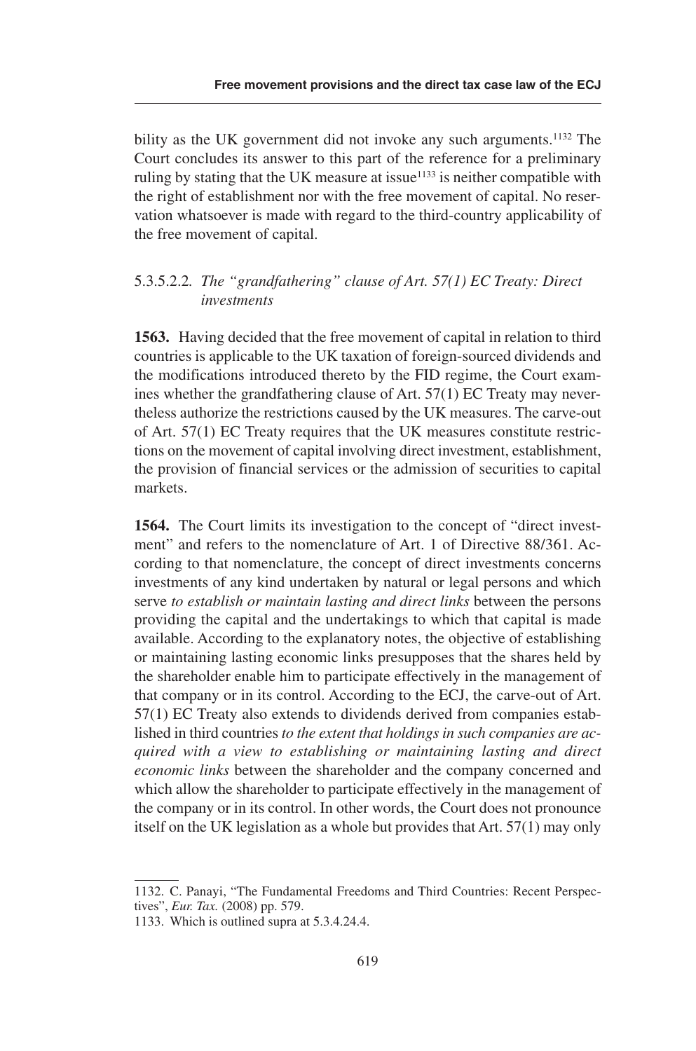bility as the UK government did not invoke any such arguments.[1132] The Court concludes its answer to this part of the reference for a preliminary ruling by stating that the UK measure at issue[1133] is neither compatible with the right of establishment nor with the free movement of capital. No reservation whatsoever is made with regard to the third-country applicability of the free movement of capital.

##### 5.3.5.2.2. *The "grandfathering" clause of Art. 57(1) EC Treaty: Direct investments*

**1563.** Having decided that the free movement of capital in relation to third countries is applicable to the UK taxation of foreign-sourced dividends and the modifications introduced thereto by the FID regime, the Court examines whether the grandfathering clause of Art. 57(1) EC Treaty may nevertheless authorize the restrictions caused by the UK measures. The carve-out of Art. 57(1) EC Treaty requires that the UK measures constitute restrictions on the movement of capital involving direct investment, establishment, the provision of financial services or the admission of securities to capital markets.

**1564.** The Court limits its investigation to the concept of "direct investment" and refers to the nomenclature of Art. 1 of Directive 88/361. According to that nomenclature, the concept of direct investments concerns investments of any kind undertaken by natural or legal persons and which serve *to establish or maintain lasting and direct links* between the persons providing the capital and the undertakings to which that capital is made available. According to the explanatory notes, the objective of establishing or maintaining lasting economic links presupposes that the shares held by the shareholder enable him to participate effectively in the management of that company or in its control. According to the ECJ, the carve-out of Art. 57(1) EC Treaty also extends to dividends derived from companies established in third countries *to the extent that holdings in such companies are acquired with a view to establishing or maintaining lasting and direct economic links* between the shareholder and the company concerned and which allow the shareholder to participate effectively in the management of the company or in its control. In other words, the Court does not pronounce itself on the UK legislation as a whole but provides that Art. 57(1) may only

---

1132. C. Panayi, "The Fundamental Freedoms and Third Countries: Recent Perspectives", *Eur. Tax.* (2008) pp. 579.

1133. Which is outlined supra at 5.3.4.24.4.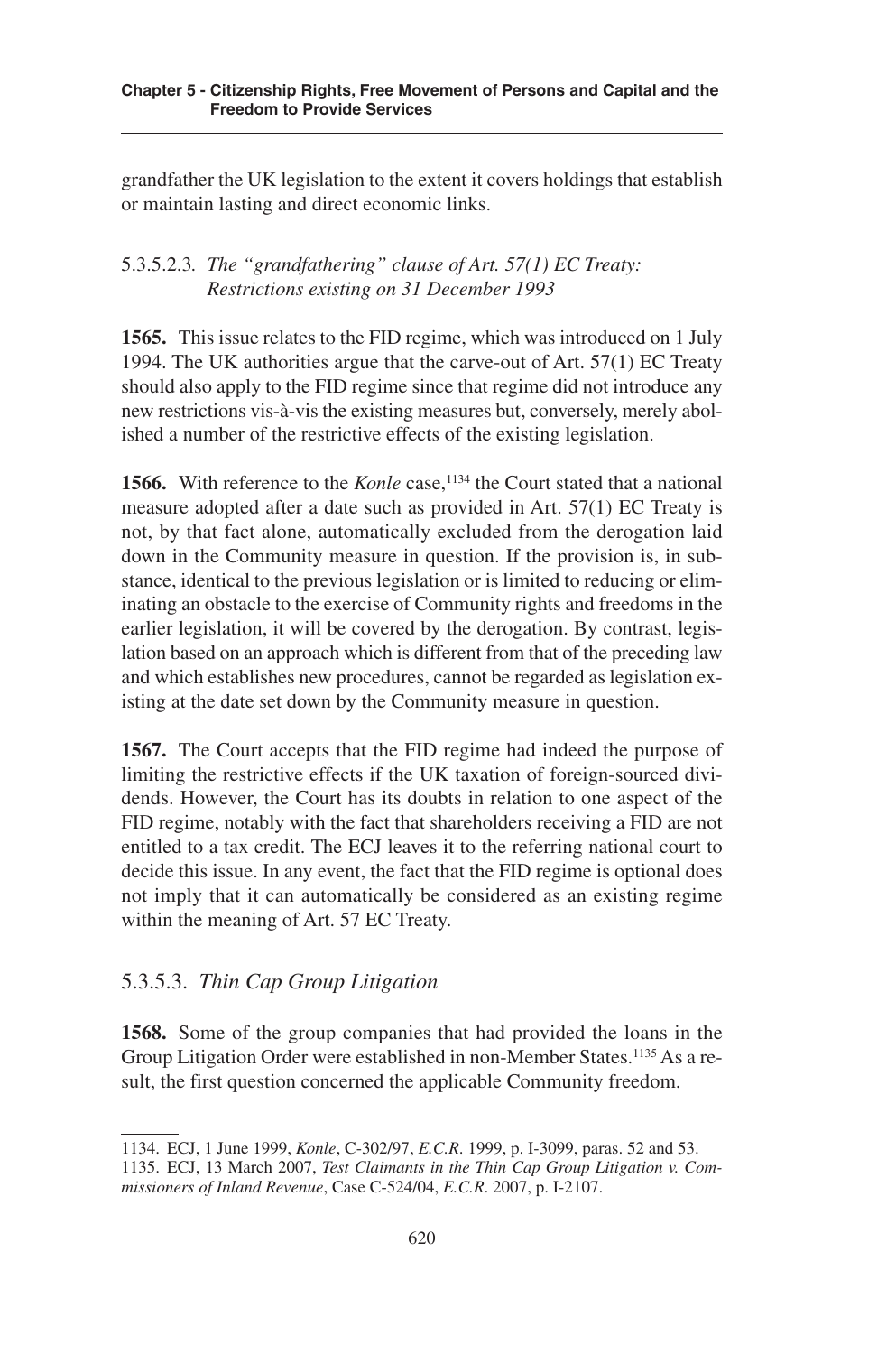grandfather the UK legislation to the extent it covers holdings that establish or maintain lasting and direct economic links.

#### 5.3.5.2.3. *The "grandfathering" clause of Art. 57(1) EC Treaty: Restrictions existing on 31 December 1993*

**1565.** This issue relates to the FID regime, which was introduced on 1 July 1994. The UK authorities argue that the carve-out of Art. 57(1) EC Treaty should also apply to the FID regime since that regime did not introduce any new restrictions vis-à-vis the existing measures but, conversely, merely abolished a number of the restrictive effects of the existing legislation.

**1566.** With reference to the *Konle* case,[1134] the Court stated that a national measure adopted after a date such as provided in Art. 57(1) EC Treaty is not, by that fact alone, automatically excluded from the derogation laid down in the Community measure in question. If the provision is, in substance, identical to the previous legislation or is limited to reducing or eliminating an obstacle to the exercise of Community rights and freedoms in the earlier legislation, it will be covered by the derogation. By contrast, legislation based on an approach which is different from that of the preceding law and which establishes new procedures, cannot be regarded as legislation existing at the date set down by the Community measure in question.

**1567.** The Court accepts that the FID regime had indeed the purpose of limiting the restrictive effects if the UK taxation of foreign-sourced dividends. However, the Court has its doubts in relation to one aspect of the FID regime, notably with the fact that shareholders receiving a FID are not entitled to a tax credit. The ECJ leaves it to the referring national court to decide this issue. In any event, the fact that the FID regime is optional does not imply that it can automatically be considered as an existing regime within the meaning of Art. 57 EC Treaty.

### 5.3.5.3. *Thin Cap Group Litigation*

**1568.** Some of the group companies that had provided the loans in the Group Litigation Order were established in non-Member States.[1135] As a result, the first question concerned the applicable Community freedom.

---

1134. ECJ, 1 June 1999, *Konle*, C-302/97, *E.C.R.* 1999, p. I-3099, paras. 52 and 53.

1135. ECJ, 13 March 2007, *Test Claimants in the Thin Cap Group Litigation v. Commissioners of Inland Revenue*, Case C-524/04, *E.C.R.* 2007, p. I-2107.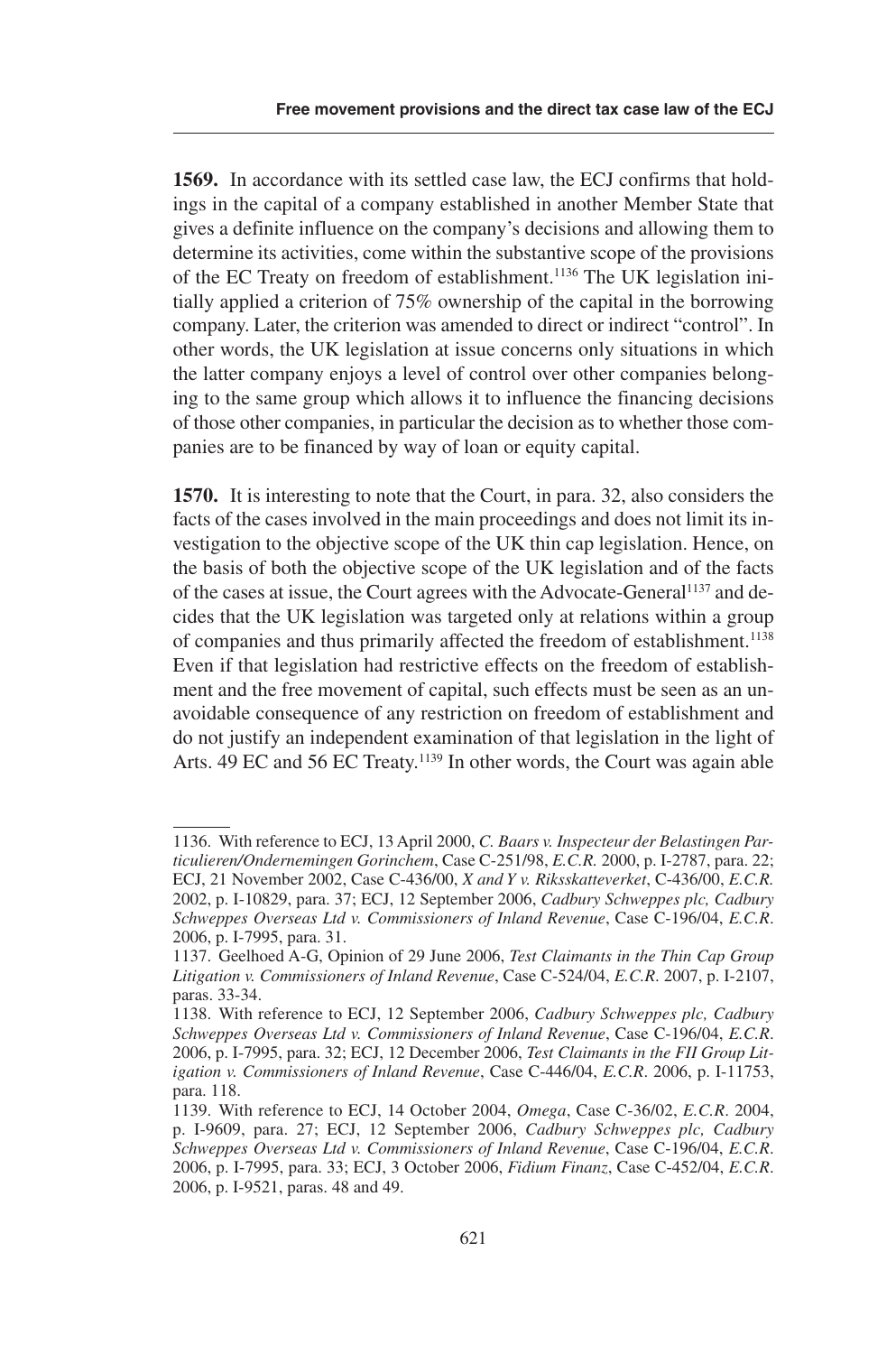**1569.** In accordance with its settled case law, the ECJ confirms that holdings in the capital of a company established in another Member State that gives a definite influence on the company's decisions and allowing them to determine its activities, come within the substantive scope of the provisions of the EC Treaty on freedom of establishment.[1136] The UK legislation initially applied a criterion of 75% ownership of the capital in the borrowing company. Later, the criterion was amended to direct or indirect "control". In other words, the UK legislation at issue concerns only situations in which the latter company enjoys a level of control over other companies belonging to the same group which allows it to influence the financing decisions of those other companies, in particular the decision as to whether those companies are to be financed by way of loan or equity capital.

**1570.** It is interesting to note that the Court, in para. 32, also considers the facts of the cases involved in the main proceedings and does not limit its investigation to the objective scope of the UK thin cap legislation. Hence, on the basis of both the objective scope of the UK legislation and of the facts of the cases at issue, the Court agrees with the Advocate-General[1137] and decides that the UK legislation was targeted only at relations within a group of companies and thus primarily affected the freedom of establishment.[1138] Even if that legislation had restrictive effects on the freedom of establishment and the free movement of capital, such effects must be seen as an unavoidable consequence of any restriction on freedom of establishment and do not justify an independent examination of that legislation in the light of Arts. 49 EC and 56 EC Treaty.[1139] In other words, the Court was again able

---

1136. With reference to ECJ, 13 April 2000, *C. Baars v. Inspecteur der Belastingen Particulieren/Ondernemingen Gorinchem*, Case C-251/98, *E.C.R.* 2000, p. I-2787, para. 22; ECJ, 21 November 2002, Case C-436/00, *X and Y v. Riksskatteverket*, C-436/00, *E.C.R.* 2002, p. I-10829, para. 37; ECJ, 12 September 2006, *Cadbury Schweppes plc, Cadbury Schweppes Overseas Ltd v. Commissioners of Inland Revenue*, Case C-196/04, *E.C.R.* 2006, p. I-7995, para. 31.

1137. Geelhoed A-G, Opinion of 29 June 2006, *Test Claimants in the Thin Cap Group Litigation v. Commissioners of Inland Revenue*, Case C-524/04, *E.C.R.* 2007, p. I-2107, paras. 33-34.

1138. With reference to ECJ, 12 September 2006, *Cadbury Schweppes plc, Cadbury Schweppes Overseas Ltd v. Commissioners of Inland Revenue*, Case C-196/04, *E.C.R.* 2006, p. I-7995, para. 32; ECJ, 12 December 2006, *Test Claimants in the FII Group Litigation v. Commissioners of Inland Revenue*, Case C-446/04, *E.C.R.* 2006, p. I-11753, para. 118.

1139. With reference to ECJ, 14 October 2004, *Omega*, Case C-36/02, *E.C.R.* 2004, p. I-9609, para. 27; ECJ, 12 September 2006, *Cadbury Schweppes plc, Cadbury Schweppes Overseas Ltd v. Commissioners of Inland Revenue*, Case C-196/04, *E.C.R.* 2006, p. I-7995, para. 33; ECJ, 3 October 2006, *Fidium Finanz*, Case C-452/04, *E.C.R.* 2006, p. I-9521, paras. 48 and 49.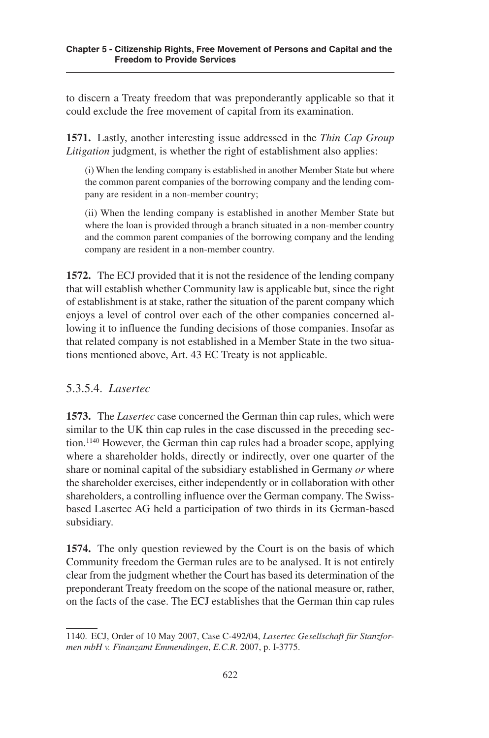to discern a Treaty freedom that was preponderantly applicable so that it could exclude the free movement of capital from its examination.

**1571.** Lastly, another interesting issue addressed in the *Thin Cap Group Litigation* judgment, is whether the right of establishment also applies:

> (i) When the lending company is established in another Member State but where the common parent companies of the borrowing company and the lending company are resident in a non-member country;
>
> (ii) When the lending company is established in another Member State but where the loan is provided through a branch situated in a non-member country and the common parent companies of the borrowing company and the lending company are resident in a non-member country.

**1572.** The ECJ provided that it is not the residence of the lending company that will establish whether Community law is applicable but, since the right of establishment is at stake, rather the situation of the parent company which enjoys a level of control over each of the other companies concerned allowing it to influence the funding decisions of those companies. Insofar as that related company is not established in a Member State in the two situations mentioned above, Art. 43 EC Treaty is not applicable.

### 5.3.5.4. *Lasertec*

**1573.** The *Lasertec* case concerned the German thin cap rules, which were similar to the UK thin cap rules in the case discussed in the preceding section.[1140] However, the German thin cap rules had a broader scope, applying where a shareholder holds, directly or indirectly, over one quarter of the share or nominal capital of the subsidiary established in Germany *or* where the shareholder exercises, either independently or in collaboration with other shareholders, a controlling influence over the German company. The Swiss-based Lasertec AG held a participation of two thirds in its German-based subsidiary.

**1574.** The only question reviewed by the Court is on the basis of which Community freedom the German rules are to be analysed. It is not entirely clear from the judgment whether the Court has based its determination of the preponderant Treaty freedom on the scope of the national measure or, rather, on the facts of the case. The ECJ establishes that the German thin cap rules

---

1140. ECJ, Order of 10 May 2007, Case C-492/04, *Lasertec Gesellschaft für Stanzformen mbH v. Finanzamt Emmendingen*, *E.C.R.* 2007, p. I-3775.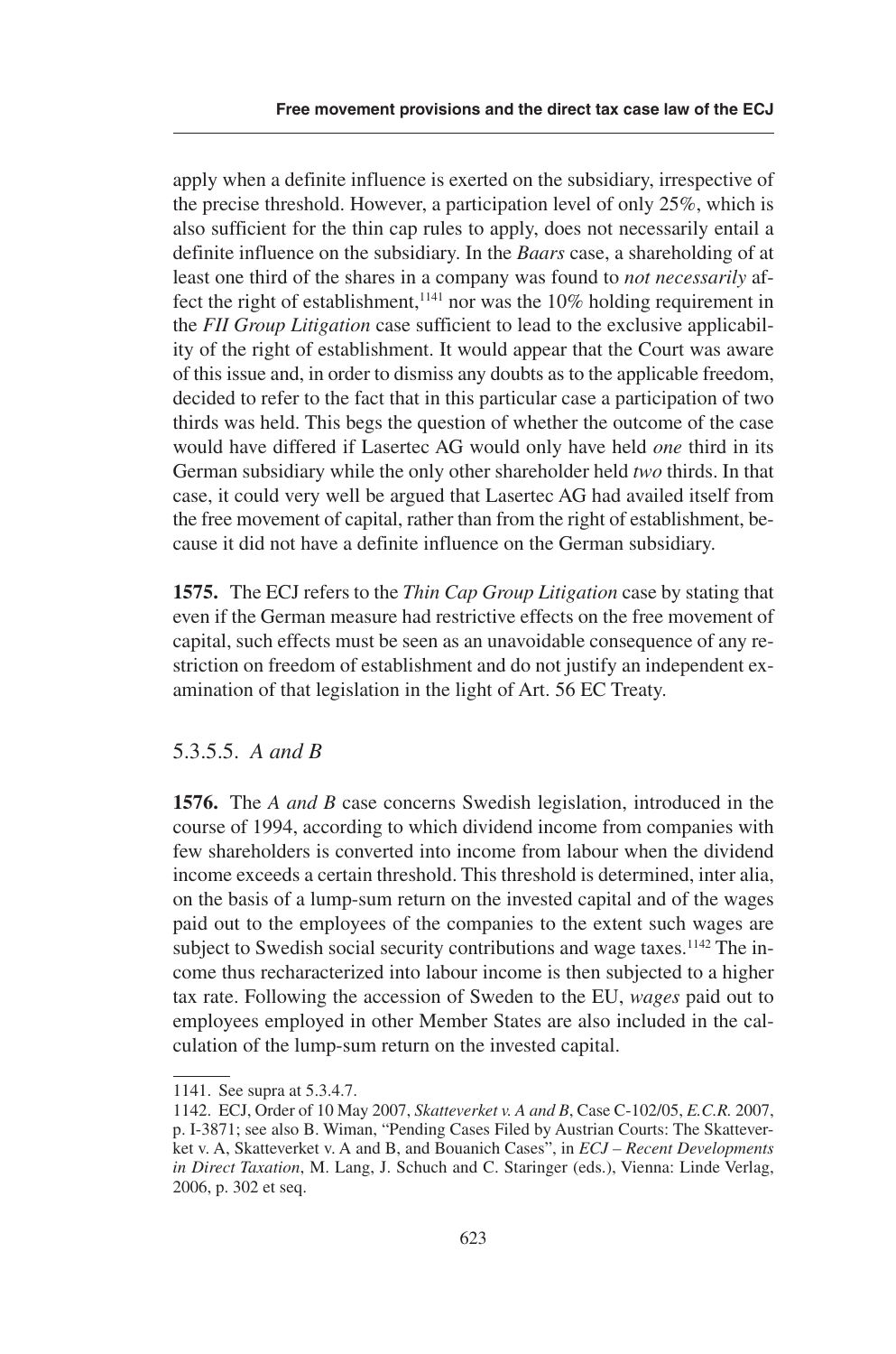apply when a definite influence is exerted on the subsidiary, irrespective of the precise threshold. However, a participation level of only 25%, which is also sufficient for the thin cap rules to apply, does not necessarily entail a definite influence on the subsidiary. In the *Baars* case, a shareholding of at least one third of the shares in a company was found to *not necessarily* affect the right of establishment,[1141] nor was the 10% holding requirement in the *FII Group Litigation* case sufficient to lead to the exclusive applicability of the right of establishment. It would appear that the Court was aware of this issue and, in order to dismiss any doubts as to the applicable freedom, decided to refer to the fact that in this particular case a participation of two thirds was held. This begs the question of whether the outcome of the case would have differed if Lasertec AG would only have held *one* third in its German subsidiary while the only other shareholder held *two* thirds. In that case, it could very well be argued that Lasertec AG had availed itself from the free movement of capital, rather than from the right of establishment, because it did not have a definite influence on the German subsidiary.

**1575.** The ECJ refers to the *Thin Cap Group Litigation* case by stating that even if the German measure had restrictive effects on the free movement of capital, such effects must be seen as an unavoidable consequence of any restriction on freedom of establishment and do not justify an independent examination of that legislation in the light of Art. 56 EC Treaty.

### 5.3.5.5. *A and B*

**1576.** The *A and B* case concerns Swedish legislation, introduced in the course of 1994, according to which dividend income from companies with few shareholders is converted into income from labour when the dividend income exceeds a certain threshold. This threshold is determined, inter alia, on the basis of a lump-sum return on the invested capital and of the wages paid out to the employees of the companies to the extent such wages are subject to Swedish social security contributions and wage taxes.[1142] The income thus recharacterized into labour income is then subjected to a higher tax rate. Following the accession of Sweden to the EU, *wages* paid out to employees employed in other Member States are also included in the calculation of the lump-sum return on the invested capital.

---

1141. See supra at 5.3.4.7.

1142. ECJ, Order of 10 May 2007, *Skatteverket v. A and B*, Case C-102/05, *E.C.R.* 2007, p. I-3871; see also B. Wiman, "Pending Cases Filed by Austrian Courts: The Skatteverket v. A, Skatteverket v. A and B, and Bouanich Cases", in *ECJ – Recent Developments in Direct Taxation*, M. Lang, J. Schuch and C. Staringer (eds.), Vienna: Linde Verlag, 2006, p. 302 et seq.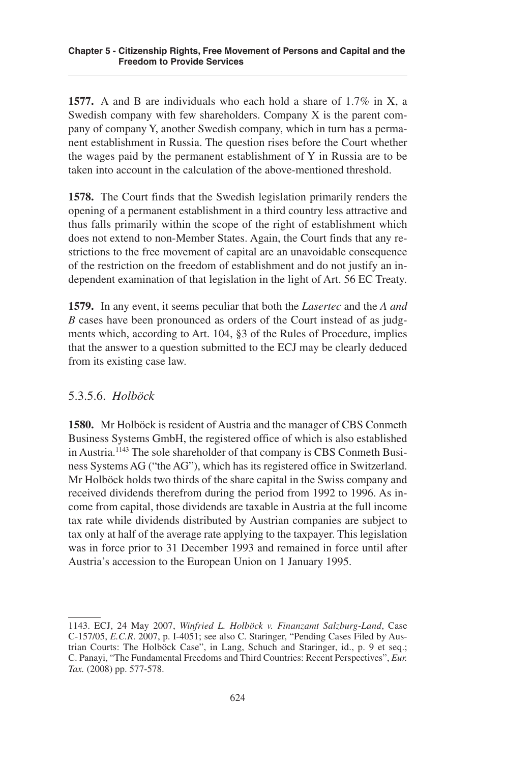**1577.** A and B are individuals who each hold a share of 1.7% in X, a Swedish company with few shareholders. Company X is the parent company of company Y, another Swedish company, which in turn has a permanent establishment in Russia. The question rises before the Court whether the wages paid by the permanent establishment of Y in Russia are to be taken into account in the calculation of the above-mentioned threshold.

**1578.** The Court finds that the Swedish legislation primarily renders the opening of a permanent establishment in a third country less attractive and thus falls primarily within the scope of the right of establishment which does not extend to non-Member States. Again, the Court finds that any restrictions to the free movement of capital are an unavoidable consequence of the restriction on the freedom of establishment and do not justify an independent examination of that legislation in the light of Art. 56 EC Treaty.

**1579.** In any event, it seems peculiar that both the *Lasertec* and the *A and B* cases have been pronounced as orders of the Court instead of as judgments which, according to Art. 104, §3 of the Rules of Procedure, implies that the answer to a question submitted to the ECJ may be clearly deduced from its existing case law.

### 5.3.5.6. *Holböck*

**1580.** Mr Holböck is resident of Austria and the manager of CBS Conmeth Business Systems GmbH, the registered office of which is also established in Austria.[1143] The sole shareholder of that company is CBS Conmeth Business Systems AG ("the AG"), which has its registered office in Switzerland. Mr Holböck holds two thirds of the share capital in the Swiss company and received dividends therefrom during the period from 1992 to 1996. As income from capital, those dividends are taxable in Austria at the full income tax rate while dividends distributed by Austrian companies are subject to tax only at half of the average rate applying to the taxpayer. This legislation was in force prior to 31 December 1993 and remained in force until after Austria's accession to the European Union on 1 January 1995.

---

1143. ECJ, 24 May 2007, *Winfried L. Holböck v. Finanzamt Salzburg-Land*, Case C-157/05, *E.C.R.* 2007, p. I-4051; see also C. Staringer, "Pending Cases Filed by Austrian Courts: The Holböck Case", in Lang, Schuch and Staringer, id., p. 9 et seq.; C. Panayi, "The Fundamental Freedoms and Third Countries: Recent Perspectives", *Eur. Tax.* (2008) pp. 577-578.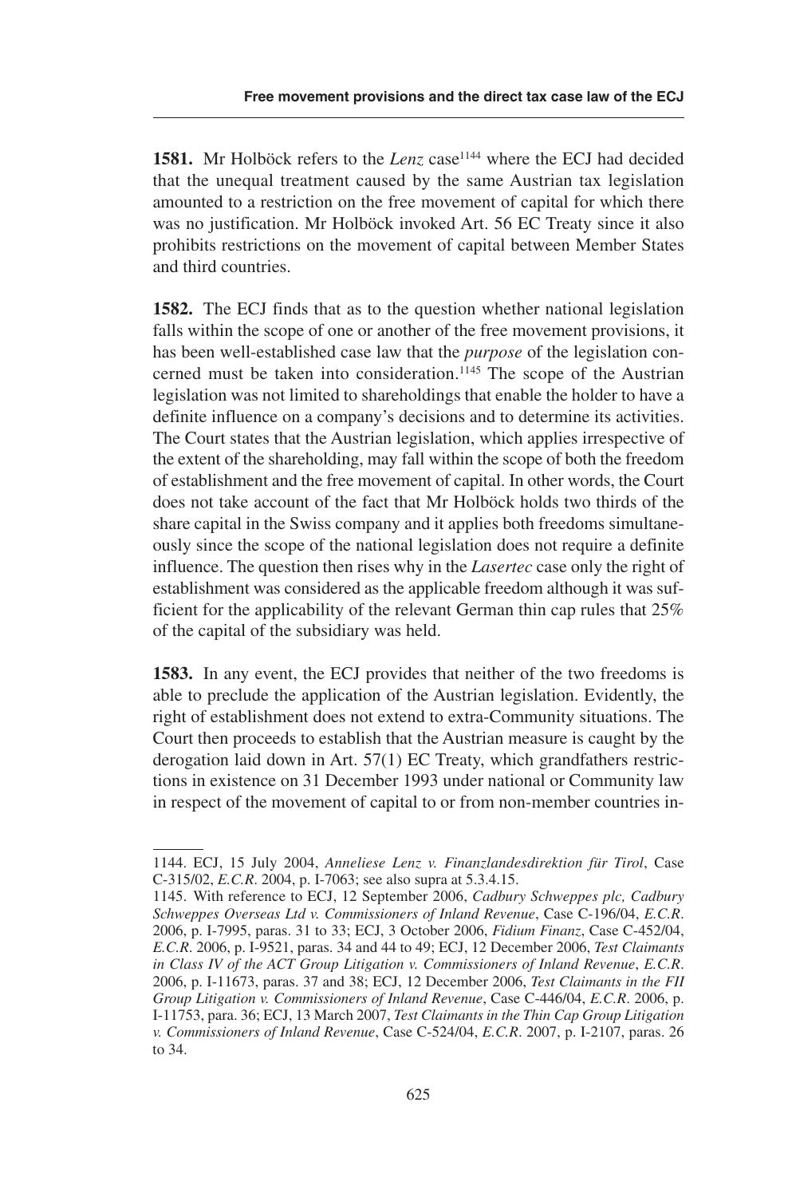**1581.** Mr Holböck refers to the *Lenz* case[1144] where the ECJ had decided that the unequal treatment caused by the same Austrian tax legislation amounted to a restriction on the free movement of capital for which there was no justification. Mr Holböck invoked Art. 56 EC Treaty since it also prohibits restrictions on the movement of capital between Member States and third countries.

**1582.** The ECJ finds that as to the question whether national legislation falls within the scope of one or another of the free movement provisions, it has been well-established case law that the *purpose* of the legislation concerned must be taken into consideration.[1145] The scope of the Austrian legislation was not limited to shareholdings that enable the holder to have a definite influence on a company's decisions and to determine its activities. The Court states that the Austrian legislation, which applies irrespective of the extent of the shareholding, may fall within the scope of both the freedom of establishment and the free movement of capital. In other words, the Court does not take account of the fact that Mr Holböck holds two thirds of the share capital in the Swiss company and it applies both freedoms simultaneously since the scope of the national legislation does not require a definite influence. The question then rises why in the *Lasertec* case only the right of establishment was considered as the applicable freedom although it was sufficient for the applicability of the relevant German thin cap rules that 25% of the capital of the subsidiary was held.

**1583.** In any event, the ECJ provides that neither of the two freedoms is able to preclude the application of the Austrian legislation. Evidently, the right of establishment does not extend to extra-Community situations. The Court then proceeds to establish that the Austrian measure is caught by the derogation laid down in Art. 57(1) EC Treaty, which grandfathers restrictions in existence on 31 December 1993 under national or Community law in respect of the movement of capital to or from non-member countries in-

---

1144. ECJ, 15 July 2004, *Anneliese Lenz v. Finanzlandesdirektion für Tirol*, Case C-315/02, *E.C.R.* 2004, p. I-7063; see also supra at 5.3.4.15.

1145. With reference to ECJ, 12 September 2006, *Cadbury Schweppes plc, Cadbury Schweppes Overseas Ltd v. Commissioners of Inland Revenue*, Case C-196/04, *E.C.R.* 2006, p. I-7995, paras. 31 to 33; ECJ, 3 October 2006, *Fidium Finanz*, Case C-452/04, *E.C.R.* 2006, p. I-9521, paras. 34 and 44 to 49; ECJ, 12 December 2006, *Test Claimants in Class IV of the ACT Group Litigation v. Commissioners of Inland Revenue*, *E.C.R.* 2006, p. I-11673, paras. 37 and 38; ECJ, 12 December 2006, *Test Claimants in the FII Group Litigation v. Commissioners of Inland Revenue*, Case C-446/04, *E.C.R.* 2006, p. I-11753, para. 36; ECJ, 13 March 2007, *Test Claimants in the Thin Cap Group Litigation v. Commissioners of Inland Revenue*, Case C-524/04, *E.C.R.* 2007, p. I-2107, paras. 26 to 34.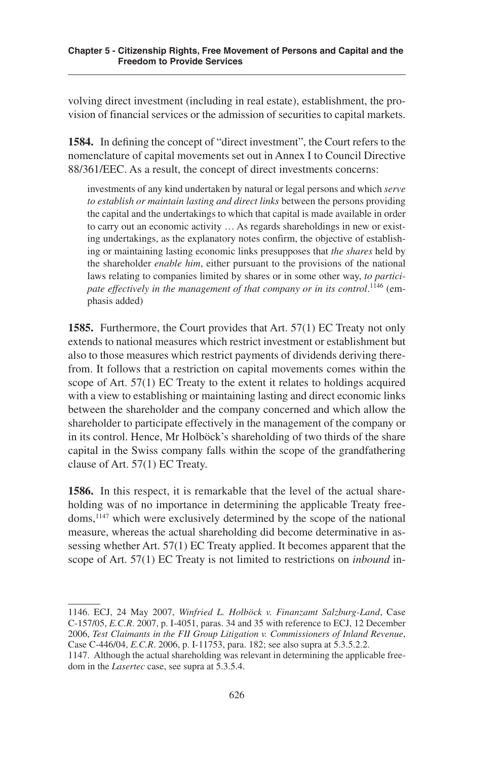volving direct investment (including in real estate), establishment, the provision of financial services or the admission of securities to capital markets.

**1584.** In defining the concept of "direct investment", the Court refers to the nomenclature of capital movements set out in Annex I to Council Directive 88/361/EEC. As a result, the concept of direct investments concerns:

> investments of any kind undertaken by natural or legal persons and which *serve to establish or maintain lasting and direct links* between the persons providing the capital and the undertakings to which that capital is made available in order to carry out an economic activity … As regards shareholdings in new or existing undertakings, as the explanatory notes confirm, the objective of establishing or maintaining lasting economic links presupposes that *the shares* held by the shareholder *enable him*, either pursuant to the provisions of the national laws relating to companies limited by shares or in some other way, *to participate effectively in the management of that company or in its control*.[1146] (emphasis added)

**1585.** Furthermore, the Court provides that Art. 57(1) EC Treaty not only extends to national measures which restrict investment or establishment but also to those measures which restrict payments of dividends deriving therefrom. It follows that a restriction on capital movements comes within the scope of Art. 57(1) EC Treaty to the extent it relates to holdings acquired with a view to establishing or maintaining lasting and direct economic links between the shareholder and the company concerned and which allow the shareholder to participate effectively in the management of the company or in its control. Hence, Mr Holböck's shareholding of two thirds of the share capital in the Swiss company falls within the scope of the grandfathering clause of Art. 57(1) EC Treaty.

**1586.** In this respect, it is remarkable that the level of the actual shareholding was of no importance in determining the applicable Treaty freedoms,[1147] which were exclusively determined by the scope of the national measure, whereas the actual shareholding did become determinative in assessing whether Art. 57(1) EC Treaty applied. It becomes apparent that the scope of Art. 57(1) EC Treaty is not limited to restrictions on *inbound* in-

---

1146. ECJ, 24 May 2007, *Winfried L. Holböck v. Finanzamt Salzburg-Land*, Case C-157/05, *E.C.R*. 2007, p. I-4051, paras. 34 and 35 with reference to ECJ, 12 December 2006, *Test Claimants in the FII Group Litigation v. Commissioners of Inland Revenue*, Case C-446/04, *E.C.R*. 2006, p. I-11753, para. 182; see also supra at 5.3.5.2.2.

1147. Although the actual shareholding was relevant in determining the applicable freedom in the *Lasertec* case, see supra at 5.3.5.4.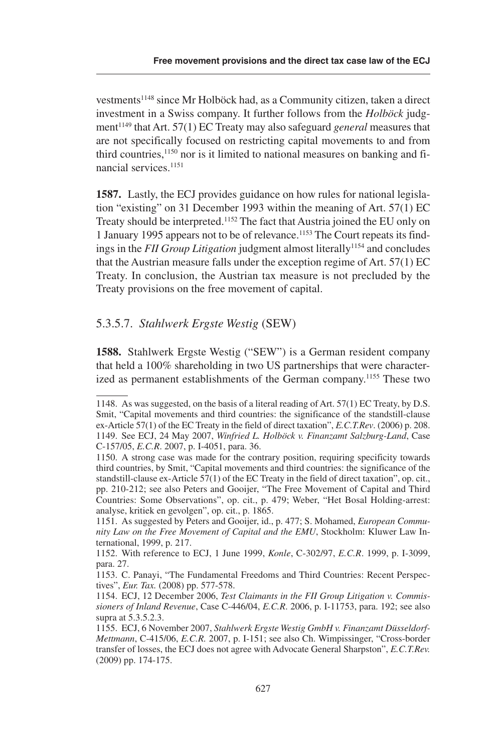vestments[1148] since Mr Holböck had, as a Community citizen, taken a direct investment in a Swiss company. It further follows from the *Holböck* judgment[1149] that Art. 57(1) EC Treaty may also safeguard *general* measures that are not specifically focused on restricting capital movements to and from third countries,[1150] nor is it limited to national measures on banking and financial services.[1151]

**1587.** Lastly, the ECJ provides guidance on how rules for national legislation "existing" on 31 December 1993 within the meaning of Art. 57(1) EC Treaty should be interpreted.[1152] The fact that Austria joined the EU only on 1 January 1995 appears not to be of relevance.[1153] The Court repeats its findings in the *FII Group Litigation* judgment almost literally[1154] and concludes that the Austrian measure falls under the exception regime of Art. 57(1) EC Treaty. In conclusion, the Austrian tax measure is not precluded by the Treaty provisions on the free movement of capital.

### 5.3.5.7. *Stahlwerk Ergste Westig* (SEW)

**1588.** Stahlwerk Ergste Westig ("SEW") is a German resident company that held a 100% shareholding in two US partnerships that were characterized as permanent establishments of the German company.[1155] These two

---

1148. As was suggested, on the basis of a literal reading of Art. 57(1) EC Treaty, by D.S. Smit, "Capital movements and third countries: the significance of the standstill-clause ex-Article 57(1) of the EC Treaty in the field of direct taxation", *E.C.T.Rev*. (2006) p. 208.

1149. See ECJ, 24 May 2007, *Winfried L. Holböck v. Finanzamt Salzburg-Land*, Case C-157/05, *E.C.R*. 2007, p. I-4051, para. 36.

1150. A strong case was made for the contrary position, requiring specificity towards third countries, by Smit, "Capital movements and third countries: the significance of the standstill-clause ex-Article 57(1) of the EC Treaty in the field of direct taxation", op. cit., pp. 210-212; see also Peters and Gooijer, "The Free Movement of Capital and Third Countries: Some Observations", op. cit., p. 479; Weber, "Het Bosal Holding-arrest: analyse, kritiek en gevolgen", op. cit., p. 1865.

1151. As suggested by Peters and Gooijer, id., p. 477; S. Mohamed, *European Community Law on the Free Movement of Capital and the EMU*, Stockholm: Kluwer Law International, 1999, p. 217.

1152. With reference to ECJ, 1 June 1999, *Konle*, C-302/97, *E.C.R*. 1999, p. I-3099, para. 27.

1153. C. Panayi, "The Fundamental Freedoms and Third Countries: Recent Perspectives", *Eur. Tax.* (2008) pp. 577-578.

1154. ECJ, 12 December 2006, *Test Claimants in the FII Group Litigation v. Commissioners of Inland Revenue*, Case C-446/04, *E.C.R*. 2006, p. I-11753, para. 192; see also supra at 5.3.5.2.3.

1155. ECJ, 6 November 2007, *Stahlwerk Ergste Westig GmbH v. Finanzamt Düsseldorf-Mettmann*, C-415/06, *E.C.R.* 2007, p. I-151; see also Ch. Wimpissinger, "Cross-border transfer of losses, the ECJ does not agree with Advocate General Sharpston", *E.C.T.Rev.* (2009) pp. 174-175.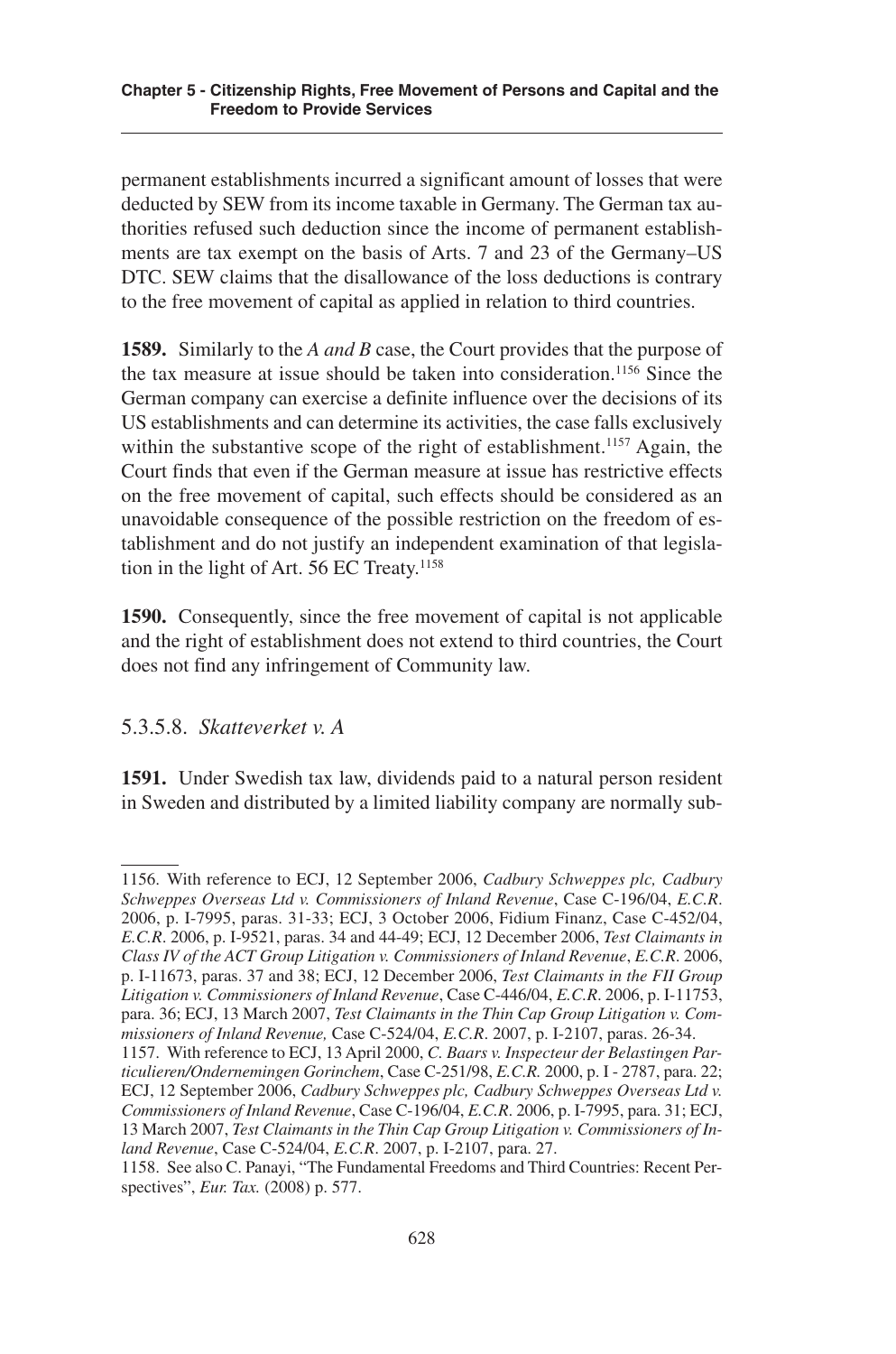permanent establishments incurred a significant amount of losses that were deducted by SEW from its income taxable in Germany. The German tax authorities refused such deduction since the income of permanent establishments are tax exempt on the basis of Arts. 7 and 23 of the Germany–US DTC. SEW claims that the disallowance of the loss deductions is contrary to the free movement of capital as applied in relation to third countries.

**1589.** Similarly to the *A and B* case, the Court provides that the purpose of the tax measure at issue should be taken into consideration.[1156] Since the German company can exercise a definite influence over the decisions of its US establishments and can determine its activities, the case falls exclusively within the substantive scope of the right of establishment.[1157] Again, the Court finds that even if the German measure at issue has restrictive effects on the free movement of capital, such effects should be considered as an unavoidable consequence of the possible restriction on the freedom of establishment and do not justify an independent examination of that legislation in the light of Art. 56 EC Treaty.[1158]

**1590.** Consequently, since the free movement of capital is not applicable and the right of establishment does not extend to third countries, the Court does not find any infringement of Community law.

### 5.3.5.8. *Skatteverket v. A*

**1591.** Under Swedish tax law, dividends paid to a natural person resident in Sweden and distributed by a limited liability company are normally sub-

---

1156. With reference to ECJ, 12 September 2006, *Cadbury Schweppes plc, Cadbury Schweppes Overseas Ltd v. Commissioners of Inland Revenue*, Case C-196/04, *E.C.R*. 2006, p. I-7995, paras. 31-33; ECJ, 3 October 2006, Fidium Finanz, Case C-452/04, *E.C.R*. 2006, p. I-9521, paras. 34 and 44-49; ECJ, 12 December 2006, *Test Claimants in Class IV of the ACT Group Litigation v. Commissioners of Inland Revenue*, *E.C.R*. 2006, p. I-11673, paras. 37 and 38; ECJ, 12 December 2006, *Test Claimants in the FII Group Litigation v. Commissioners of Inland Revenue*, Case C-446/04, *E.C.R*. 2006, p. I-11753, para. 36; ECJ, 13 March 2007, *Test Claimants in the Thin Cap Group Litigation v. Commissioners of Inland Revenue,* Case C-524/04, *E.C.R*. 2007, p. I-2107, paras. 26-34.

1157. With reference to ECJ, 13 April 2000, *C. Baars v. Inspecteur der Belastingen Particulieren/Ondernemingen Gorinchem*, Case C-251/98, *E.C.R.* 2000, p. I - 2787, para. 22; ECJ, 12 September 2006, *Cadbury Schweppes plc, Cadbury Schweppes Overseas Ltd v. Commissioners of Inland Revenue*, Case C-196/04, *E.C.R*. 2006, p. I-7995, para. 31; ECJ, 13 March 2007, *Test Claimants in the Thin Cap Group Litigation v. Commissioners of Inland Revenue*, Case C-524/04, *E.C.R*. 2007, p. I-2107, para. 27.

1158. See also C. Panayi, "The Fundamental Freedoms and Third Countries: Recent Perspectives", *Eur. Tax.* (2008) p. 577.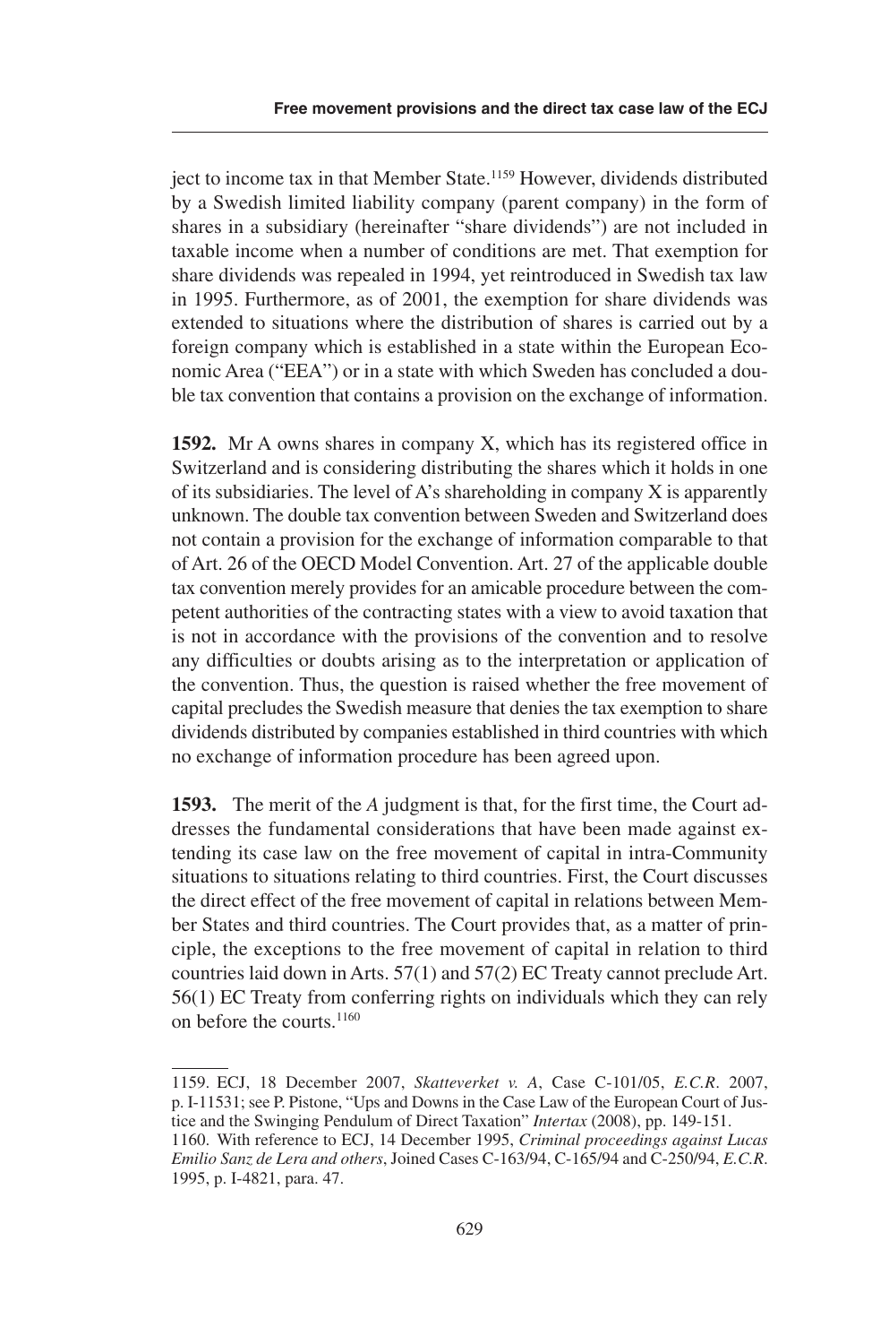ject to income tax in that Member State.[1159] However, dividends distributed by a Swedish limited liability company (parent company) in the form of shares in a subsidiary (hereinafter "share dividends") are not included in taxable income when a number of conditions are met. That exemption for share dividends was repealed in 1994, yet reintroduced in Swedish tax law in 1995. Furthermore, as of 2001, the exemption for share dividends was extended to situations where the distribution of shares is carried out by a foreign company which is established in a state within the European Economic Area ("EEA") or in a state with which Sweden has concluded a double tax convention that contains a provision on the exchange of information.

**1592.** Mr A owns shares in company X, which has its registered office in Switzerland and is considering distributing the shares which it holds in one of its subsidiaries. The level of A's shareholding in company X is apparently unknown. The double tax convention between Sweden and Switzerland does not contain a provision for the exchange of information comparable to that of Art. 26 of the OECD Model Convention. Art. 27 of the applicable double tax convention merely provides for an amicable procedure between the competent authorities of the contracting states with a view to avoid taxation that is not in accordance with the provisions of the convention and to resolve any difficulties or doubts arising as to the interpretation or application of the convention. Thus, the question is raised whether the free movement of capital precludes the Swedish measure that denies the tax exemption to share dividends distributed by companies established in third countries with which no exchange of information procedure has been agreed upon.

**1593.** The merit of the *A* judgment is that, for the first time, the Court addresses the fundamental considerations that have been made against extending its case law on the free movement of capital in intra-Community situations to situations relating to third countries. First, the Court discusses the direct effect of the free movement of capital in relations between Member States and third countries. The Court provides that, as a matter of principle, the exceptions to the free movement of capital in relation to third countries laid down in Arts. 57(1) and 57(2) EC Treaty cannot preclude Art. 56(1) EC Treaty from conferring rights on individuals which they can rely on before the courts.[1160]

---

1159. ECJ, 18 December 2007, *Skatteverket v. A*, Case C-101/05, *E.C.R*. 2007, p. I-11531; see P. Pistone, "Ups and Downs in the Case Law of the European Court of Justice and the Swinging Pendulum of Direct Taxation" *Intertax* (2008), pp. 149-151.

1160. With reference to ECJ, 14 December 1995, *Criminal proceedings against Lucas Emilio Sanz de Lera and others*, Joined Cases C-163/94, C-165/94 and C-250/94, *E.C.R*. 1995, p. I-4821, para. 47.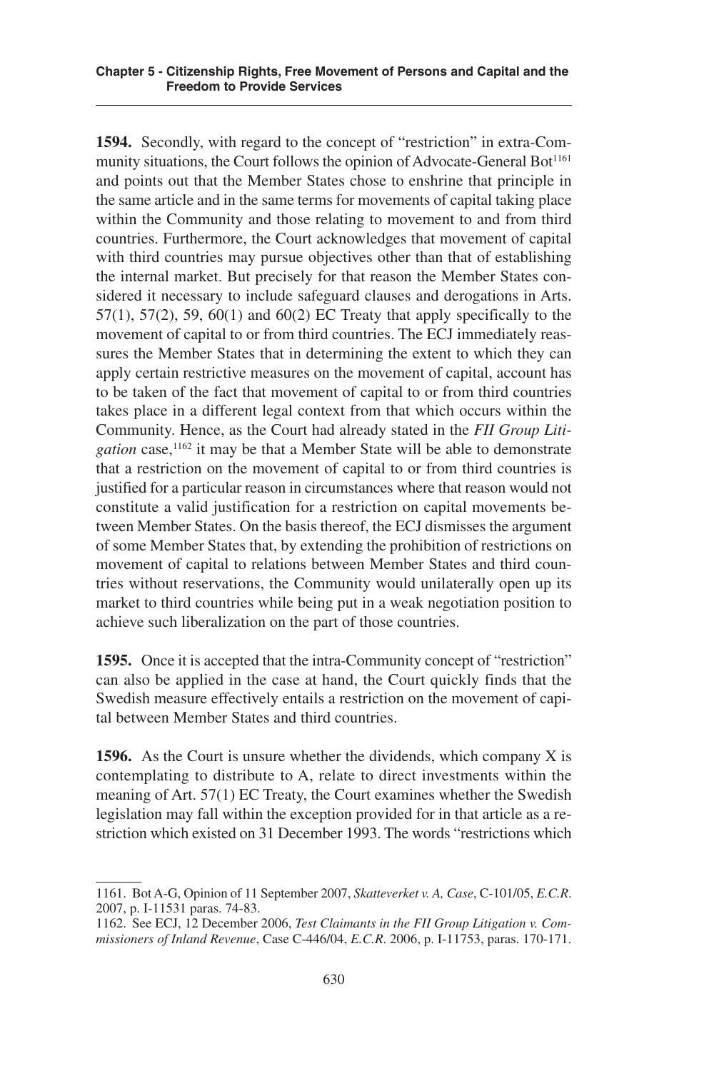**1594.** Secondly, with regard to the concept of "restriction" in extra-Community situations, the Court follows the opinion of Advocate-General Bot[1161] and points out that the Member States chose to enshrine that principle in the same article and in the same terms for movements of capital taking place within the Community and those relating to movement to and from third countries. Furthermore, the Court acknowledges that movement of capital with third countries may pursue objectives other than that of establishing the internal market. But precisely for that reason the Member States considered it necessary to include safeguard clauses and derogations in Arts. 57(1), 57(2), 59, 60(1) and 60(2) EC Treaty that apply specifically to the movement of capital to or from third countries. The ECJ immediately reassures the Member States that in determining the extent to which they can apply certain restrictive measures on the movement of capital, account has to be taken of the fact that movement of capital to or from third countries takes place in a different legal context from that which occurs within the Community. Hence, as the Court had already stated in the *FII Group Litigation* case,[1162] it may be that a Member State will be able to demonstrate that a restriction on the movement of capital to or from third countries is justified for a particular reason in circumstances where that reason would not constitute a valid justification for a restriction on capital movements between Member States. On the basis thereof, the ECJ dismisses the argument of some Member States that, by extending the prohibition of restrictions on movement of capital to relations between Member States and third countries without reservations, the Community would unilaterally open up its market to third countries while being put in a weak negotiation position to achieve such liberalization on the part of those countries.

**1595.** Once it is accepted that the intra-Community concept of "restriction" can also be applied in the case at hand, the Court quickly finds that the Swedish measure effectively entails a restriction on the movement of capital between Member States and third countries.

**1596.** As the Court is unsure whether the dividends, which company X is contemplating to distribute to A, relate to direct investments within the meaning of Art. 57(1) EC Treaty, the Court examines whether the Swedish legislation may fall within the exception provided for in that article as a restriction which existed on 31 December 1993. The words "restrictions which

---

1161. Bot A-G, Opinion of 11 September 2007, *Skatteverket v. A, Case*, C-101/05, *E.C.R.* 2007, p. I-11531 paras. 74-83.

1162. See ECJ, 12 December 2006, *Test Claimants in the FII Group Litigation v. Commissioners of Inland Revenue*, Case C-446/04, *E.C.R.* 2006, p. I-11753, paras. 170-171.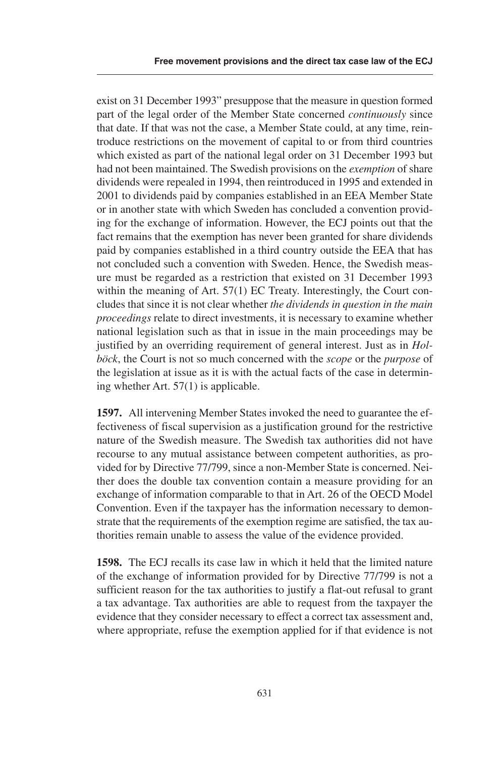exist on 31 December 1993" presuppose that the measure in question formed part of the legal order of the Member State concerned *continuously* since that date. If that was not the case, a Member State could, at any time, reintroduce restrictions on the movement of capital to or from third countries which existed as part of the national legal order on 31 December 1993 but had not been maintained. The Swedish provisions on the *exemption* of share dividends were repealed in 1994, then reintroduced in 1995 and extended in 2001 to dividends paid by companies established in an EEA Member State or in another state with which Sweden has concluded a convention providing for the exchange of information. However, the ECJ points out that the fact remains that the exemption has never been granted for share dividends paid by companies established in a third country outside the EEA that has not concluded such a convention with Sweden. Hence, the Swedish measure must be regarded as a restriction that existed on 31 December 1993 within the meaning of Art. 57(1) EC Treaty. Interestingly, the Court concludes that since it is not clear whether *the dividends in question in the main proceedings* relate to direct investments, it is necessary to examine whether national legislation such as that in issue in the main proceedings may be justified by an overriding requirement of general interest. Just as in *Holböck*, the Court is not so much concerned with the *scope* or the *purpose* of the legislation at issue as it is with the actual facts of the case in determining whether Art. 57(1) is applicable.

**1597.** All intervening Member States invoked the need to guarantee the effectiveness of fiscal supervision as a justification ground for the restrictive nature of the Swedish measure. The Swedish tax authorities did not have recourse to any mutual assistance between competent authorities, as provided for by Directive 77/799, since a non-Member State is concerned. Neither does the double tax convention contain a measure providing for an exchange of information comparable to that in Art. 26 of the OECD Model Convention. Even if the taxpayer has the information necessary to demonstrate that the requirements of the exemption regime are satisfied, the tax authorities remain unable to assess the value of the evidence provided.

**1598.** The ECJ recalls its case law in which it held that the limited nature of the exchange of information provided for by Directive 77/799 is not a sufficient reason for the tax authorities to justify a flat-out refusal to grant a tax advantage. Tax authorities are able to request from the taxpayer the evidence that they consider necessary to effect a correct tax assessment and, where appropriate, refuse the exemption applied for if that evidence is not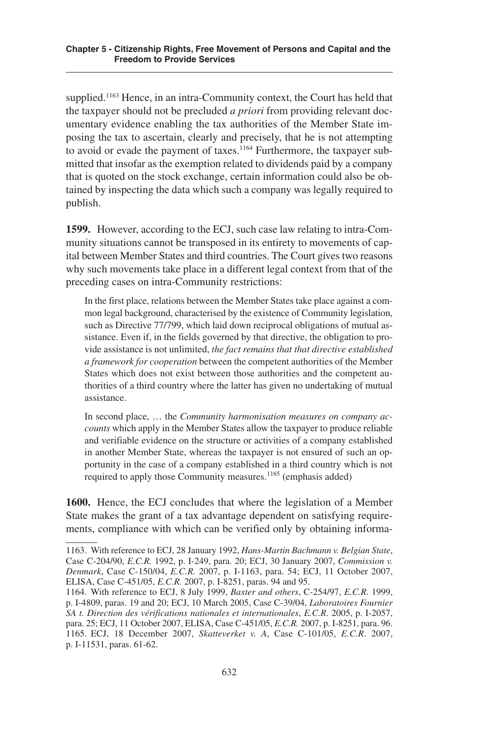supplied.[1163] Hence, in an intra-Community context, the Court has held that the taxpayer should not be precluded *a priori* from providing relevant documentary evidence enabling the tax authorities of the Member State imposing the tax to ascertain, clearly and precisely, that he is not attempting to avoid or evade the payment of taxes.[1164] Furthermore, the taxpayer submitted that insofar as the exemption related to dividends paid by a company that is quoted on the stock exchange, certain information could also be obtained by inspecting the data which such a company was legally required to publish.

**1599.** However, according to the ECJ, such case law relating to intra-Community situations cannot be transposed in its entirety to movements of capital between Member States and third countries. The Court gives two reasons why such movements take place in a different legal context from that of the preceding cases on intra-Community restrictions:

> In the first place, relations between the Member States take place against a common legal background, characterised by the existence of Community legislation, such as Directive 77/799, which laid down reciprocal obligations of mutual assistance. Even if, in the fields governed by that directive, the obligation to provide assistance is not unlimited, *the fact remains that that directive established a framework for cooperation* between the competent authorities of the Member States which does not exist between those authorities and the competent authorities of a third country where the latter has given no undertaking of mutual assistance.
>
> In second place, … the *Community harmonisation measures on company accounts* which apply in the Member States allow the taxpayer to produce reliable and verifiable evidence on the structure or activities of a company established in another Member State, whereas the taxpayer is not ensured of such an opportunity in the case of a company established in a third country which is not required to apply those Community measures.[1165] (emphasis added)

**1600.** Hence, the ECJ concludes that where the legislation of a Member State makes the grant of a tax advantage dependent on satisfying requirements, compliance with which can be verified only by obtaining informa-

---

1163. With reference to ECJ, 28 January 1992, *Hans-Martin Bachmann v. Belgian State*, Case C-204/90, *E.C.R.* 1992, p. I-249, para. 20; ECJ, 30 January 2007, *Commission v. Denmark*, Case C-150/04, *E.C.R.* 2007, p. I-1163, para. 54; ECJ, 11 October 2007, ELISA, Case C-451/05, *E.C.R.* 2007, p. I-8251, paras. 94 and 95.

1164. With reference to ECJ, 8 July 1999, *Baxter and others*, C-254/97, *E.C.R.* 1999, p. I-4809, paras. 19 and 20; ECJ, 10 March 2005, Case C-39/04, *Laboratoires Fournier SA t. Direction des vérifications nationales et internationales*, *E.C.R*. 2005, p. I-2057, para. 25; ECJ, 11 October 2007, ELISA, Case C-451/05, *E.C.R.* 2007, p. I-8251, para. 96.

1165. ECJ, 18 December 2007, *Skatteverket v. A*, Case C-101/05, *E.C.R*. 2007, p. I-11531, paras. 61-62.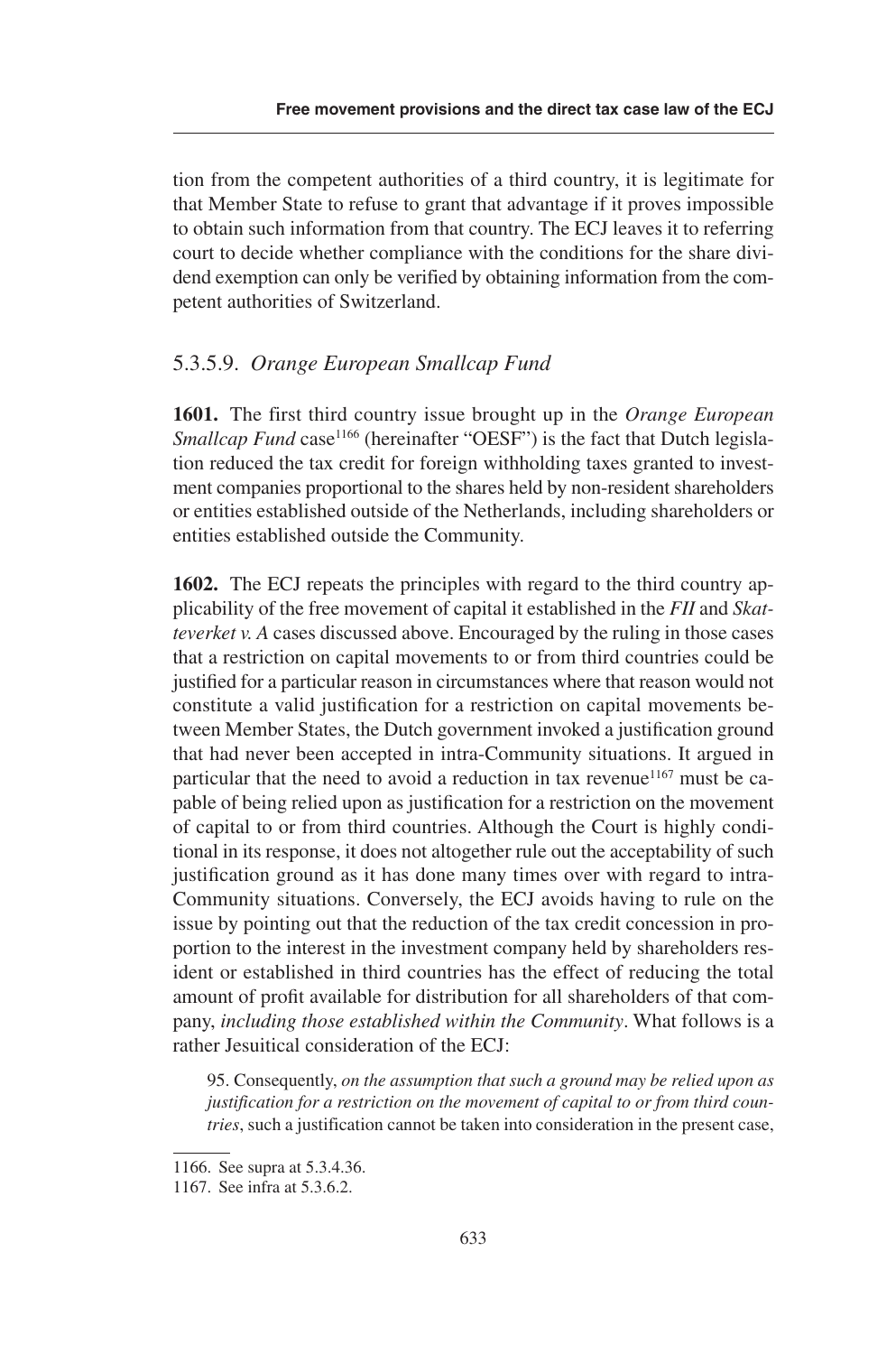tion from the competent authorities of a third country, it is legitimate for that Member State to refuse to grant that advantage if it proves impossible to obtain such information from that country. The ECJ leaves it to referring court to decide whether compliance with the conditions for the share dividend exemption can only be verified by obtaining information from the competent authorities of Switzerland.

### 5.3.5.9. *Orange European Smallcap Fund*

**1601.** The first third country issue brought up in the *Orange European Smallcap Fund* case[1166] (hereinafter "OESF") is the fact that Dutch legislation reduced the tax credit for foreign withholding taxes granted to investment companies proportional to the shares held by non-resident shareholders or entities established outside of the Netherlands, including shareholders or entities established outside the Community.

**1602.** The ECJ repeats the principles with regard to the third country applicability of the free movement of capital it established in the *FII* and *Skatteverket v. A* cases discussed above. Encouraged by the ruling in those cases that a restriction on capital movements to or from third countries could be justified for a particular reason in circumstances where that reason would not constitute a valid justification for a restriction on capital movements between Member States, the Dutch government invoked a justification ground that had never been accepted in intra-Community situations. It argued in particular that the need to avoid a reduction in tax revenue[1167] must be capable of being relied upon as justification for a restriction on the movement of capital to or from third countries. Although the Court is highly conditional in its response, it does not altogether rule out the acceptability of such justification ground as it has done many times over with regard to intra-Community situations. Conversely, the ECJ avoids having to rule on the issue by pointing out that the reduction of the tax credit concession in proportion to the interest in the investment company held by shareholders resident or established in third countries has the effect of reducing the total amount of profit available for distribution for all shareholders of that company, *including those established within the Community*. What follows is a rather Jesuitical consideration of the ECJ:

> 95. Consequently, *on the assumption that such a ground may be relied upon as justification for a restriction on the movement of capital to or from third countries*, such a justification cannot be taken into consideration in the present case,

1166. See supra at 5.3.4.36.

1167. See infra at 5.3.6.2.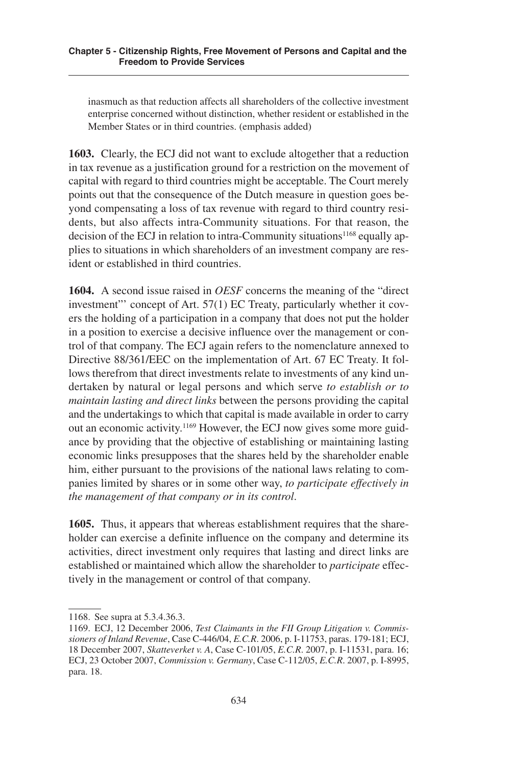inasmuch as that reduction affects all shareholders of the collective investment enterprise concerned without distinction, whether resident or established in the Member States or in third countries. (emphasis added)

**1603.** Clearly, the ECJ did not want to exclude altogether that a reduction in tax revenue as a justification ground for a restriction on the movement of capital with regard to third countries might be acceptable. The Court merely points out that the consequence of the Dutch measure in question goes beyond compensating a loss of tax revenue with regard to third country residents, but also affects intra-Community situations. For that reason, the decision of the ECJ in relation to intra-Community situations[1168] equally applies to situations in which shareholders of an investment company are resident or established in third countries.

**1604.** A second issue raised in *OESF* concerns the meaning of the "direct investment"' concept of Art. 57(1) EC Treaty, particularly whether it covers the holding of a participation in a company that does not put the holder in a position to exercise a decisive influence over the management or control of that company. The ECJ again refers to the nomenclature annexed to Directive 88/361/EEC on the implementation of Art. 67 EC Treaty. It follows therefrom that direct investments relate to investments of any kind undertaken by natural or legal persons and which serve *to establish or to maintain lasting and direct links* between the persons providing the capital and the undertakings to which that capital is made available in order to carry out an economic activity.[1169] However, the ECJ now gives some more guidance by providing that the objective of establishing or maintaining lasting economic links presupposes that the shares held by the shareholder enable him, either pursuant to the provisions of the national laws relating to companies limited by shares or in some other way, *to participate effectively in the management of that company or in its control*.

**1605.** Thus, it appears that whereas establishment requires that the shareholder can exercise a definite influence on the company and determine its activities, direct investment only requires that lasting and direct links are established or maintained which allow the shareholder to *participate* effectively in the management or control of that company.

---

1168. See supra at 5.3.4.36.3.

1169. ECJ, 12 December 2006, *Test Claimants in the FII Group Litigation v. Commissioners of Inland Revenue*, Case C-446/04, *E.C.R*. 2006, p. I-11753, paras. 179-181; ECJ, 18 December 2007, *Skatteverket v. A*, Case C-101/05, *E.C.R*. 2007, p. I-11531, para. 16; ECJ, 23 October 2007, *Commission v. Germany*, Case C-112/05, *E.C.R*. 2007, p. I-8995, para. 18.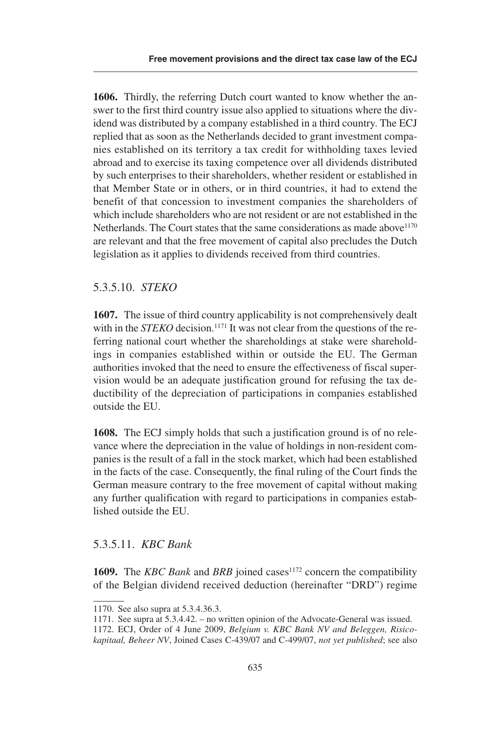**1606.** Thirdly, the referring Dutch court wanted to know whether the answer to the first third country issue also applied to situations where the dividend was distributed by a company established in a third country. The ECJ replied that as soon as the Netherlands decided to grant investment companies established on its territory a tax credit for withholding taxes levied abroad and to exercise its taxing competence over all dividends distributed by such enterprises to their shareholders, whether resident or established in that Member State or in others, or in third countries, it had to extend the benefit of that concession to investment companies the shareholders of which include shareholders who are not resident or are not established in the Netherlands. The Court states that the same considerations as made above[1170] are relevant and that the free movement of capital also precludes the Dutch legislation as it applies to dividends received from third countries.

### 5.3.5.10. *STEKO*

**1607.** The issue of third country applicability is not comprehensively dealt with in the *STEKO* decision.[1171] It was not clear from the questions of the referring national court whether the shareholdings at stake were shareholdings in companies established within or outside the EU. The German authorities invoked that the need to ensure the effectiveness of fiscal supervision would be an adequate justification ground for refusing the tax deductibility of the depreciation of participations in companies established outside the EU.

**1608.** The ECJ simply holds that such a justification ground is of no relevance where the depreciation in the value of holdings in non-resident companies is the result of a fall in the stock market, which had been established in the facts of the case. Consequently, the final ruling of the Court finds the German measure contrary to the free movement of capital without making any further qualification with regard to participations in companies established outside the EU.

### 5.3.5.11. *KBC Bank*

**1609.** The *KBC Bank* and *BRB* joined cases[1172] concern the compatibility of the Belgian dividend received deduction (hereinafter "DRD") regime

---

1170. See also supra at 5.3.4.36.3.

1171. See supra at 5.3.4.42. – no written opinion of the Advocate-General was issued.

1172. ECJ, Order of 4 June 2009, *Belgium v. KBC Bank NV and Beleggen, Risicokapitaal, Beheer NV*, Joined Cases C-439/07 and C-499/07, *not yet published*; see also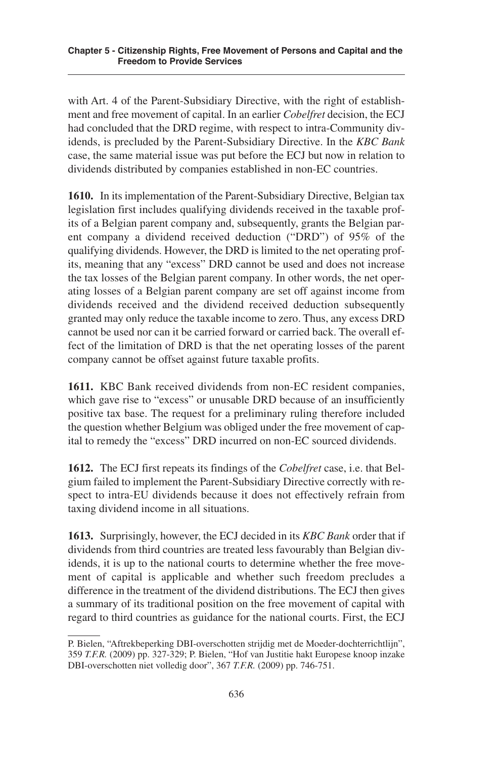with Art. 4 of the Parent-Subsidiary Directive, with the right of establishment and free movement of capital. In an earlier *Cobelfret* decision, the ECJ had concluded that the DRD regime, with respect to intra-Community dividends, is precluded by the Parent-Subsidiary Directive. In the *KBC Bank* case, the same material issue was put before the ECJ but now in relation to dividends distributed by companies established in non-EC countries.

**1610.** In its implementation of the Parent-Subsidiary Directive, Belgian tax legislation first includes qualifying dividends received in the taxable profits of a Belgian parent company and, subsequently, grants the Belgian parent company a dividend received deduction ("DRD") of 95% of the qualifying dividends. However, the DRD is limited to the net operating profits, meaning that any "excess" DRD cannot be used and does not increase the tax losses of the Belgian parent company. In other words, the net operating losses of a Belgian parent company are set off against income from dividends received and the dividend received deduction subsequently granted may only reduce the taxable income to zero. Thus, any excess DRD cannot be used nor can it be carried forward or carried back. The overall effect of the limitation of DRD is that the net operating losses of the parent company cannot be offset against future taxable profits.

**1611.** KBC Bank received dividends from non-EC resident companies, which gave rise to "excess" or unusable DRD because of an insufficiently positive tax base. The request for a preliminary ruling therefore included the question whether Belgium was obliged under the free movement of capital to remedy the "excess" DRD incurred on non-EC sourced dividends.

**1612.** The ECJ first repeats its findings of the *Cobelfret* case, i.e. that Belgium failed to implement the Parent-Subsidiary Directive correctly with respect to intra-EU dividends because it does not effectively refrain from taxing dividend income in all situations.

**1613.** Surprisingly, however, the ECJ decided in its *KBC Bank* order that if dividends from third countries are treated less favourably than Belgian dividends, it is up to the national courts to determine whether the free movement of capital is applicable and whether such freedom precludes a difference in the treatment of the dividend distributions. The ECJ then gives a summary of its traditional position on the free movement of capital with regard to third countries as guidance for the national courts. First, the ECJ

---

P. Bielen, "Aftrekbeperking DBI-overschotten strijdig met de Moeder-dochterrichtlijn", 359 *T.F.R.* (2009) pp. 327-329; P. Bielen, "Hof van Justitie hakt Europese knoop inzake DBI-overschotten niet volledig door", 367 *T.F.R.* (2009) pp. 746-751.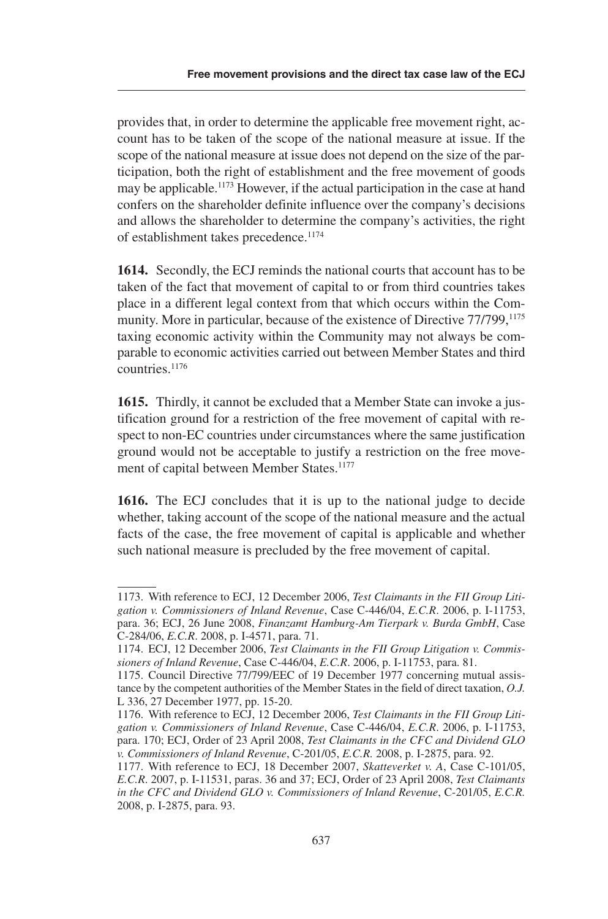provides that, in order to determine the applicable free movement right, account has to be taken of the scope of the national measure at issue. If the scope of the national measure at issue does not depend on the size of the participation, both the right of establishment and the free movement of goods may be applicable.[1173] However, if the actual participation in the case at hand confers on the shareholder definite influence over the company's decisions and allows the shareholder to determine the company's activities, the right of establishment takes precedence.[1174]

**1614.** Secondly, the ECJ reminds the national courts that account has to be taken of the fact that movement of capital to or from third countries takes place in a different legal context from that which occurs within the Community. More in particular, because of the existence of Directive 77/799,[1175] taxing economic activity within the Community may not always be comparable to economic activities carried out between Member States and third countries.[1176]

**1615.** Thirdly, it cannot be excluded that a Member State can invoke a justification ground for a restriction of the free movement of capital with respect to non-EC countries under circumstances where the same justification ground would not be acceptable to justify a restriction on the free movement of capital between Member States.[1177]

**1616.** The ECJ concludes that it is up to the national judge to decide whether, taking account of the scope of the national measure and the actual facts of the case, the free movement of capital is applicable and whether such national measure is precluded by the free movement of capital.

---

1173. With reference to ECJ, 12 December 2006, *Test Claimants in the FII Group Litigation v. Commissioners of Inland Revenue*, Case C-446/04, *E.C.R.* 2006, p. I-11753, para. 36; ECJ, 26 June 2008, *Finanzamt Hamburg-Am Tierpark v. Burda GmbH*, Case C-284/06, *E.C.R.* 2008, p. I-4571, para. 71.

1174. ECJ, 12 December 2006, *Test Claimants in the FII Group Litigation v. Commissioners of Inland Revenue*, Case C-446/04, *E.C.R.* 2006, p. I-11753, para. 81.

1175. Council Directive 77/799/EEC of 19 December 1977 concerning mutual assistance by the competent authorities of the Member States in the field of direct taxation, *O.J.* L 336, 27 December 1977, pp. 15-20.

1176. With reference to ECJ, 12 December 2006, *Test Claimants in the FII Group Litigation v. Commissioners of Inland Revenue*, Case C-446/04, *E.C.R.* 2006, p. I-11753, para. 170; ECJ, Order of 23 April 2008, *Test Claimants in the CFC and Dividend GLO v. Commissioners of Inland Revenue*, C-201/05, *E.C.R.* 2008, p. I-2875, para. 92.

1177. With reference to ECJ, 18 December 2007, *Skatteverket v. A*, Case C-101/05, *E.C.R.* 2007, p. I-11531, paras. 36 and 37; ECJ, Order of 23 April 2008, *Test Claimants in the CFC and Dividend GLO v. Commissioners of Inland Revenue*, C-201/05, *E.C.R.* 2008, p. I-2875, para. 93.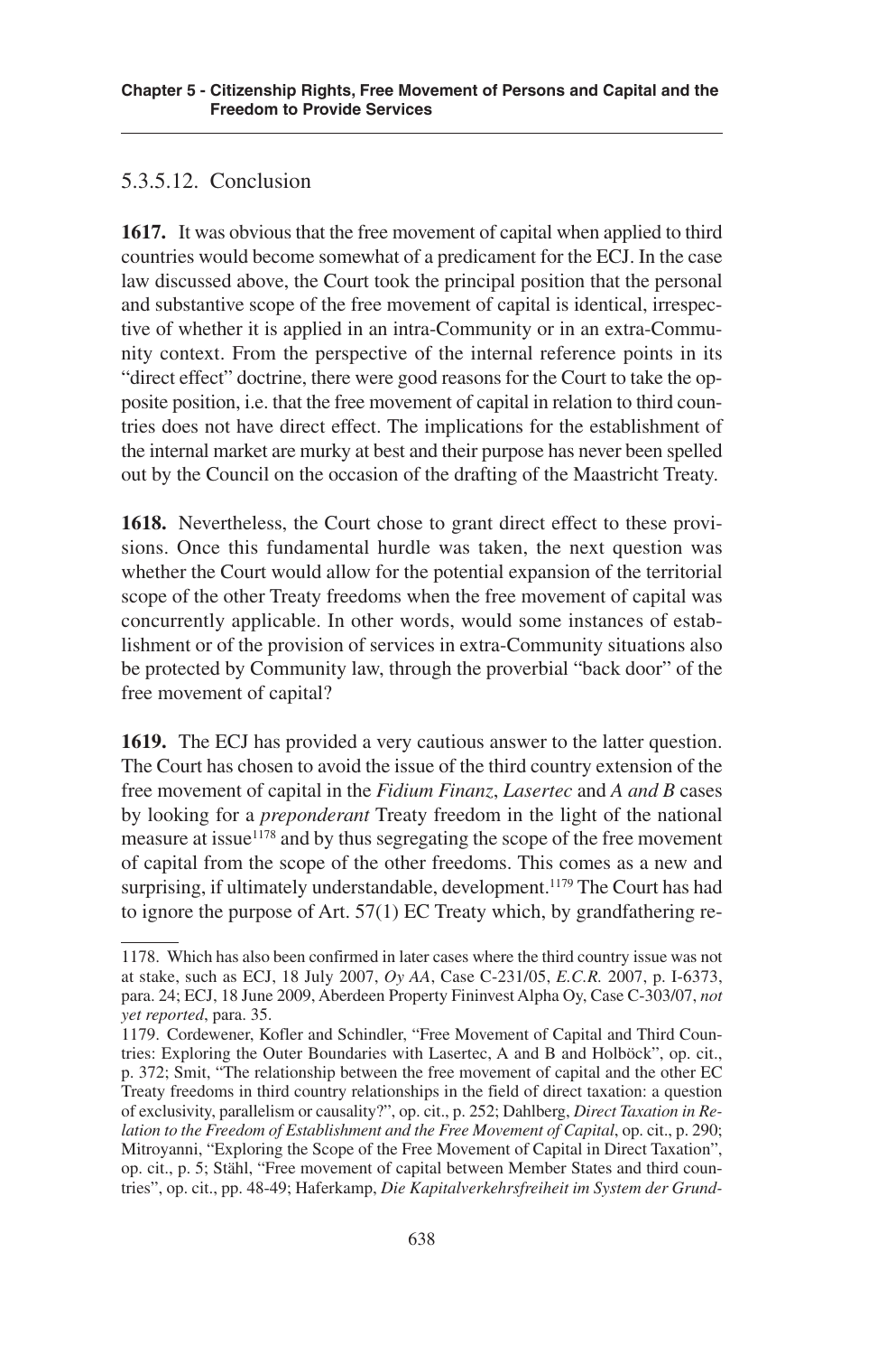### 5.3.5.12. Conclusion

**1617.** It was obvious that the free movement of capital when applied to third countries would become somewhat of a predicament for the ECJ. In the case law discussed above, the Court took the principal position that the personal and substantive scope of the free movement of capital is identical, irrespective of whether it is applied in an intra-Community or in an extra-Community context. From the perspective of the internal reference points in its "direct effect" doctrine, there were good reasons for the Court to take the opposite position, i.e. that the free movement of capital in relation to third countries does not have direct effect. The implications for the establishment of the internal market are murky at best and their purpose has never been spelled out by the Council on the occasion of the drafting of the Maastricht Treaty.

**1618.** Nevertheless, the Court chose to grant direct effect to these provisions. Once this fundamental hurdle was taken, the next question was whether the Court would allow for the potential expansion of the territorial scope of the other Treaty freedoms when the free movement of capital was concurrently applicable. In other words, would some instances of establishment or of the provision of services in extra-Community situations also be protected by Community law, through the proverbial "back door" of the free movement of capital?

**1619.** The ECJ has provided a very cautious answer to the latter question. The Court has chosen to avoid the issue of the third country extension of the free movement of capital in the *Fidium Finanz*, *Lasertec* and *A and B* cases by looking for a *preponderant* Treaty freedom in the light of the national measure at issue[1178] and by thus segregating the scope of the free movement of capital from the scope of the other freedoms. This comes as a new and surprising, if ultimately understandable, development.[1179] The Court has had to ignore the purpose of Art. 57(1) EC Treaty which, by grandfathering re-

---

1178. Which has also been confirmed in later cases where the third country issue was not at stake, such as ECJ, 18 July 2007, *Oy AA*, Case C-231/05, *E.C.R.* 2007, p. I-6373, para. 24; ECJ, 18 June 2009, Aberdeen Property Fininvest Alpha Oy, Case C-303/07, *not yet reported*, para. 35.

1179. Cordewener, Kofler and Schindler, "Free Movement of Capital and Third Countries: Exploring the Outer Boundaries with Lasertec, A and B and Holböck", op. cit., p. 372; Smit, "The relationship between the free movement of capital and the other EC Treaty freedoms in third country relationships in the field of direct taxation: a question of exclusivity, parallelism or causality?", op. cit., p. 252; Dahlberg, *Direct Taxation in Relation to the Freedom of Establishment and the Free Movement of Capital*, op. cit., p. 290; Mitroyanni, "Exploring the Scope of the Free Movement of Capital in Direct Taxation", op. cit., p. 5; Stähl, "Free movement of capital between Member States and third countries", op. cit., pp. 48-49; Haferkamp, *Die Kapitalverkehrsfreiheit im System der Grund-*